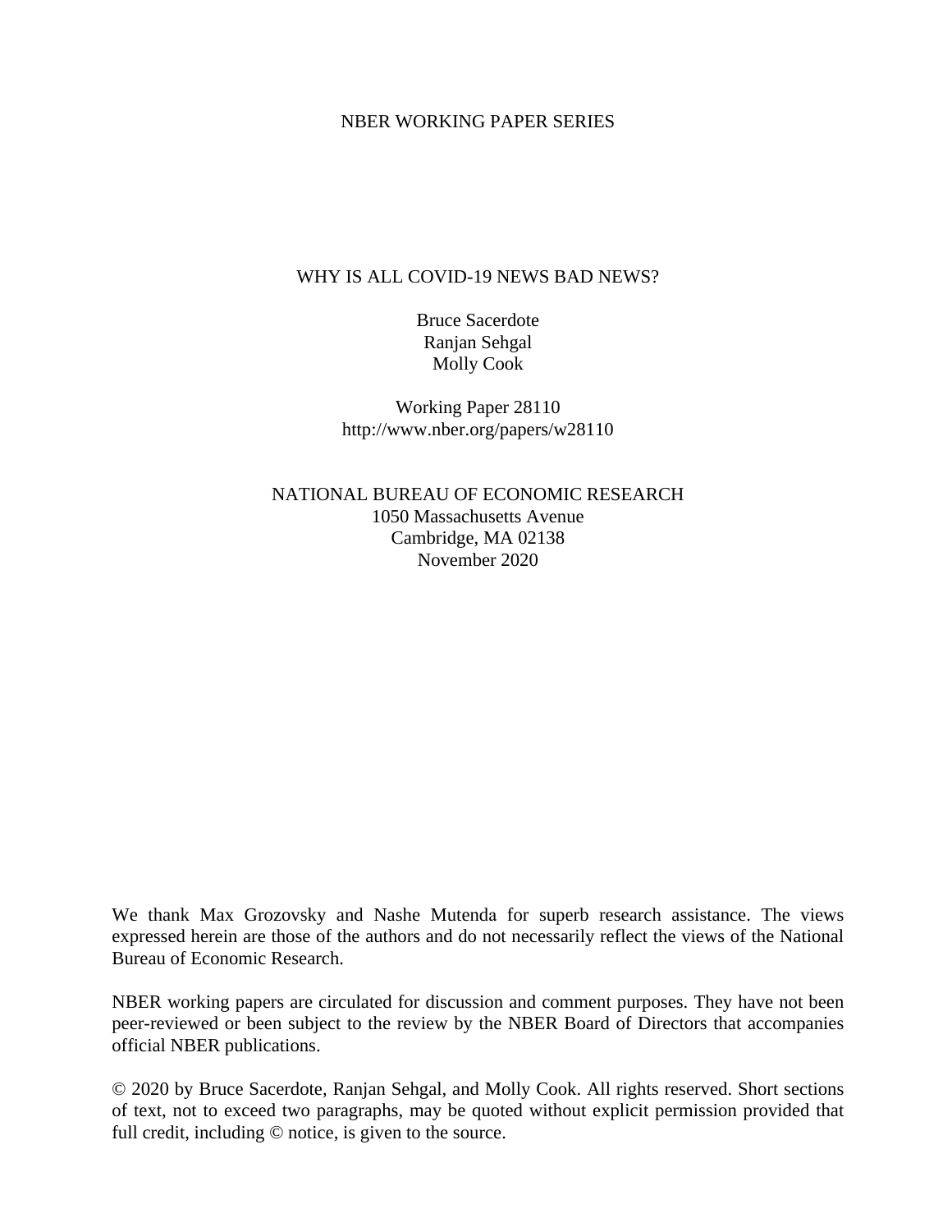NBER WORKING PAPER SERIES

# WHY IS ALL COVID-19 NEWS BAD NEWS?

Bruce Sacerdote
Ranjan Sehgal
Molly Cook

Working Paper 28110
http://www.nber.org/papers/w28110

NATIONAL BUREAU OF ECONOMIC RESEARCH
1050 Massachusetts Avenue
Cambridge, MA 02138
November 2020

We thank Max Grozovsky and Nashe Mutenda for superb research assistance. The views expressed herein are those of the authors and do not necessarily reflect the views of the National Bureau of Economic Research.

NBER working papers are circulated for discussion and comment purposes. They have not been peer-reviewed or been subject to the review by the NBER Board of Directors that accompanies official NBER publications.

© 2020 by Bruce Sacerdote, Ranjan Sehgal, and Molly Cook. All rights reserved. Short sections of text, not to exceed two paragraphs, may be quoted without explicit permission provided that full credit, including © notice, is given to the source.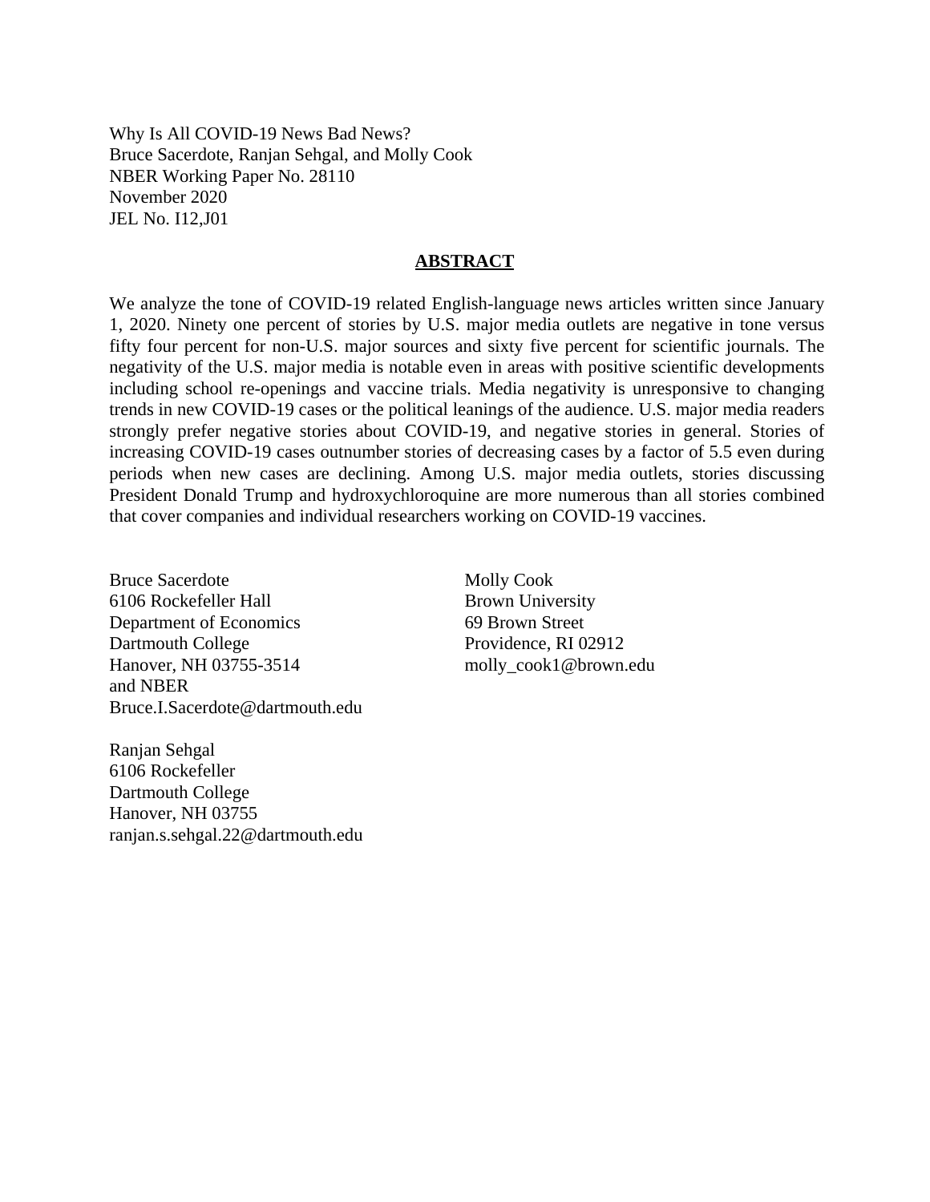Why Is All COVID-19 News Bad News?
Bruce Sacerdote, Ranjan Sehgal, and Molly Cook
NBER Working Paper No. 28110
November 2020
JEL No. I12,J01

## ABSTRACT

We analyze the tone of COVID-19 related English-language news articles written since January 1, 2020. Ninety one percent of stories by U.S. major media outlets are negative in tone versus fifty four percent for non-U.S. major sources and sixty five percent for scientific journals. The negativity of the U.S. major media is notable even in areas with positive scientific developments including school re-openings and vaccine trials. Media negativity is unresponsive to changing trends in new COVID-19 cases or the political leanings of the audience. U.S. major media readers strongly prefer negative stories about COVID-19, and negative stories in general. Stories of increasing COVID-19 cases outnumber stories of decreasing cases by a factor of 5.5 even during periods when new cases are declining. Among U.S. major media outlets, stories discussing President Donald Trump and hydroxychloroquine are more numerous than all stories combined that cover companies and individual researchers working on COVID-19 vaccines.

Bruce Sacerdote
6106 Rockefeller Hall
Department of Economics
Dartmouth College
Hanover, NH 03755-3514
and NBER
Bruce.I.Sacerdote@dartmouth.edu

Ranjan Sehgal
6106 Rockefeller
Dartmouth College
Hanover, NH 03755
ranjan.s.sehgal.22@dartmouth.edu

Molly Cook
Brown University
69 Brown Street
Providence, RI 02912
molly_cook1@brown.edu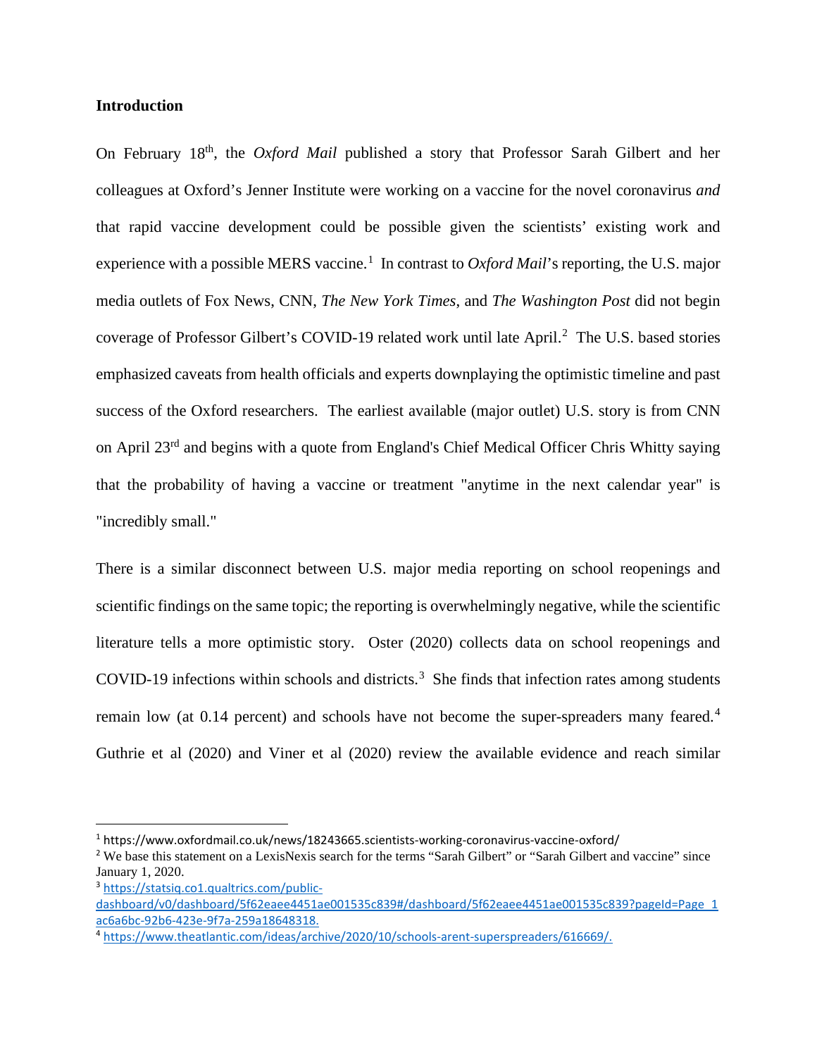**Introduction**

On February 18th, the *Oxford Mail* published a story that Professor Sarah Gilbert and her colleagues at Oxford's Jenner Institute were working on a vaccine for the novel coronavirus *and* that rapid vaccine development could be possible given the scientists' existing work and experience with a possible MERS vaccine.[1] In contrast to *Oxford Mail*'s reporting, the U.S. major media outlets of Fox News, CNN, *The New York Times*, and *The Washington Post* did not begin coverage of Professor Gilbert's COVID-19 related work until late April.[2] The U.S. based stories emphasized caveats from health officials and experts downplaying the optimistic timeline and past success of the Oxford researchers. The earliest available (major outlet) U.S. story is from CNN on April 23rd and begins with a quote from England's Chief Medical Officer Chris Whitty saying that the probability of having a vaccine or treatment "anytime in the next calendar year" is "incredibly small."

There is a similar disconnect between U.S. major media reporting on school reopenings and scientific findings on the same topic; the reporting is overwhelmingly negative, while the scientific literature tells a more optimistic story. Oster (2020) collects data on school reopenings and COVID-19 infections within schools and districts.[3] She finds that infection rates among students remain low (at 0.14 percent) and schools have not become the super-spreaders many feared.[4] Guthrie et al (2020) and Viner et al (2020) review the available evidence and reach similar

---

[1] https://www.oxfordmail.co.uk/news/18243665.scientists-working-coronavirus-vaccine-oxford/

[2] We base this statement on a LexisNexis search for the terms "Sarah Gilbert" or "Sarah Gilbert and vaccine" since January 1, 2020.

[3] https://statsiq.co1.qualtrics.com/public-dashboard/v0/dashboard/5f62eaee4451ae001535c839#/dashboard/5f62eaee4451ae001535c839?pageId=Page_1ac6a6bc-92b6-423e-9f7a-259a18648318.

[4] https://www.theatlantic.com/ideas/archive/2020/10/schools-arent-superspreaders/616669/.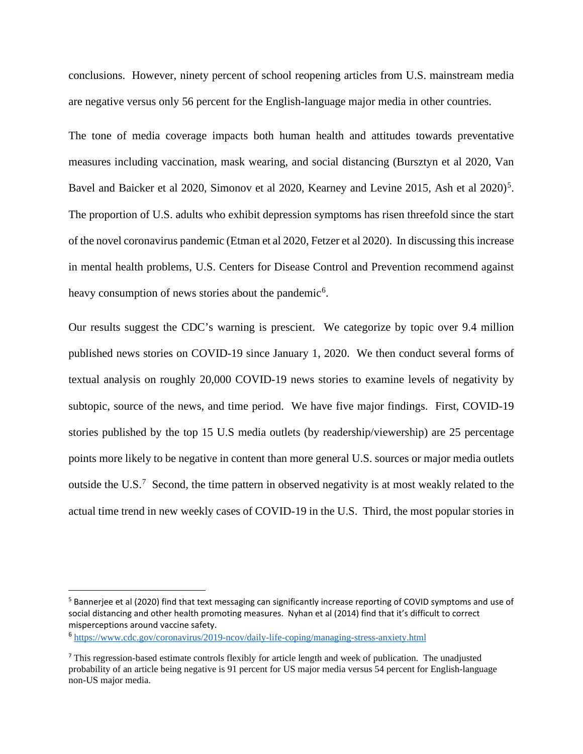conclusions. However, ninety percent of school reopening articles from U.S. mainstream media are negative versus only 56 percent for the English-language major media in other countries.

The tone of media coverage impacts both human health and attitudes towards preventative measures including vaccination, mask wearing, and social distancing (Bursztyn et al 2020, Van Bavel and Baicker et al 2020, Simonov et al 2020, Kearney and Levine 2015, Ash et al 2020)[5]. The proportion of U.S. adults who exhibit depression symptoms has risen threefold since the start of the novel coronavirus pandemic (Etman et al 2020, Fetzer et al 2020). In discussing this increase in mental health problems, U.S. Centers for Disease Control and Prevention recommend against heavy consumption of news stories about the pandemic[6].

Our results suggest the CDC's warning is prescient. We categorize by topic over 9.4 million published news stories on COVID-19 since January 1, 2020. We then conduct several forms of textual analysis on roughly 20,000 COVID-19 news stories to examine levels of negativity by subtopic, source of the news, and time period. We have five major findings. First, COVID-19 stories published by the top 15 U.S media outlets (by readership/viewership) are 25 percentage points more likely to be negative in content than more general U.S. sources or major media outlets outside the U.S.[7] Second, the time pattern in observed negativity is at most weakly related to the actual time trend in new weekly cases of COVID-19 in the U.S. Third, the most popular stories in

---

[5] Bannerjee et al (2020) find that text messaging can significantly increase reporting of COVID symptoms and use of social distancing and other health promoting measures. Nyhan et al (2014) find that it's difficult to correct misperceptions around vaccine safety.

[6] https://www.cdc.gov/coronavirus/2019-ncov/daily-life-coping/managing-stress-anxiety.html

[7] This regression-based estimate controls flexibly for article length and week of publication. The unadjusted probability of an article being negative is 91 percent for US major media versus 54 percent for English-language non-US major media.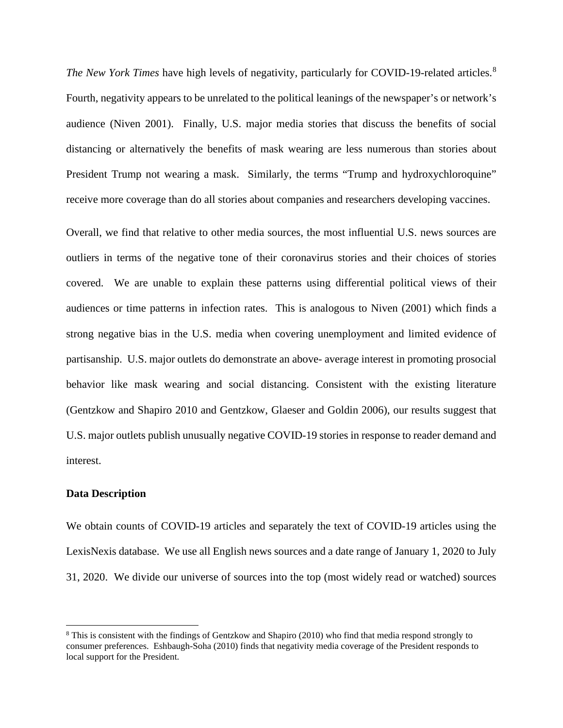*The New York Times* have high levels of negativity, particularly for COVID-19-related articles.[8] Fourth, negativity appears to be unrelated to the political leanings of the newspaper's or network's audience (Niven 2001). Finally, U.S. major media stories that discuss the benefits of social distancing or alternatively the benefits of mask wearing are less numerous than stories about President Trump not wearing a mask. Similarly, the terms "Trump and hydroxychloroquine" receive more coverage than do all stories about companies and researchers developing vaccines.

Overall, we find that relative to other media sources, the most influential U.S. news sources are outliers in terms of the negative tone of their coronavirus stories and their choices of stories covered. We are unable to explain these patterns using differential political views of their audiences or time patterns in infection rates. This is analogous to Niven (2001) which finds a strong negative bias in the U.S. media when covering unemployment and limited evidence of partisanship. U.S. major outlets do demonstrate an above- average interest in promoting prosocial behavior like mask wearing and social distancing. Consistent with the existing literature (Gentzkow and Shapiro 2010 and Gentzkow, Glaeser and Goldin 2006), our results suggest that U.S. major outlets publish unusually negative COVID-19 stories in response to reader demand and interest.

**Data Description**

We obtain counts of COVID-19 articles and separately the text of COVID-19 articles using the LexisNexis database. We use all English news sources and a date range of January 1, 2020 to July 31, 2020. We divide our universe of sources into the top (most widely read or watched) sources

---

[8] This is consistent with the findings of Gentzkow and Shapiro (2010) who find that media respond strongly to consumer preferences. Eshbaugh-Soha (2010) finds that negativity media coverage of the President responds to local support for the President.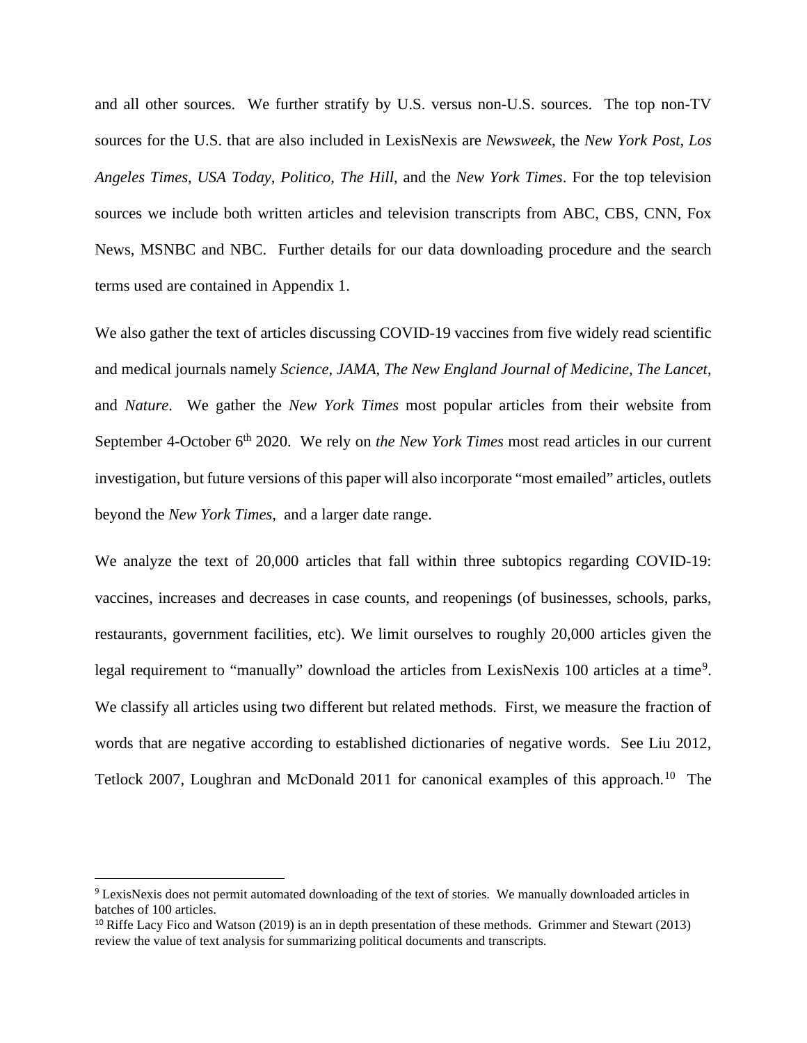and all other sources. We further stratify by U.S. versus non-U.S. sources. The top non-TV sources for the U.S. that are also included in LexisNexis are *Newsweek*, the *New York Post*, *Los Angeles Times*, *USA Today*, *Politico*, *The Hill*, and the *New York Times*. For the top television sources we include both written articles and television transcripts from ABC, CBS, CNN, Fox News, MSNBC and NBC. Further details for our data downloading procedure and the search terms used are contained in Appendix 1.

We also gather the text of articles discussing COVID-19 vaccines from five widely read scientific and medical journals namely *Science*, *JAMA*, *The New England Journal of Medicine*, *The Lancet*, and *Nature*. We gather the *New York Times* most popular articles from their website from September 4-October 6th 2020. We rely on *the New York Times* most read articles in our current investigation, but future versions of this paper will also incorporate "most emailed" articles, outlets beyond the *New York Times*, and a larger date range.

We analyze the text of 20,000 articles that fall within three subtopics regarding COVID-19: vaccines, increases and decreases in case counts, and reopenings (of businesses, schools, parks, restaurants, government facilities, etc). We limit ourselves to roughly 20,000 articles given the legal requirement to "manually" download the articles from LexisNexis 100 articles at a time[9]. We classify all articles using two different but related methods. First, we measure the fraction of words that are negative according to established dictionaries of negative words. See Liu 2012, Tetlock 2007, Loughran and McDonald 2011 for canonical examples of this approach.[10] The

---

[9] LexisNexis does not permit automated downloading of the text of stories. We manually downloaded articles in batches of 100 articles.

[10] Riffe Lacy Fico and Watson (2019) is an in depth presentation of these methods. Grimmer and Stewart (2013) review the value of text analysis for summarizing political documents and transcripts.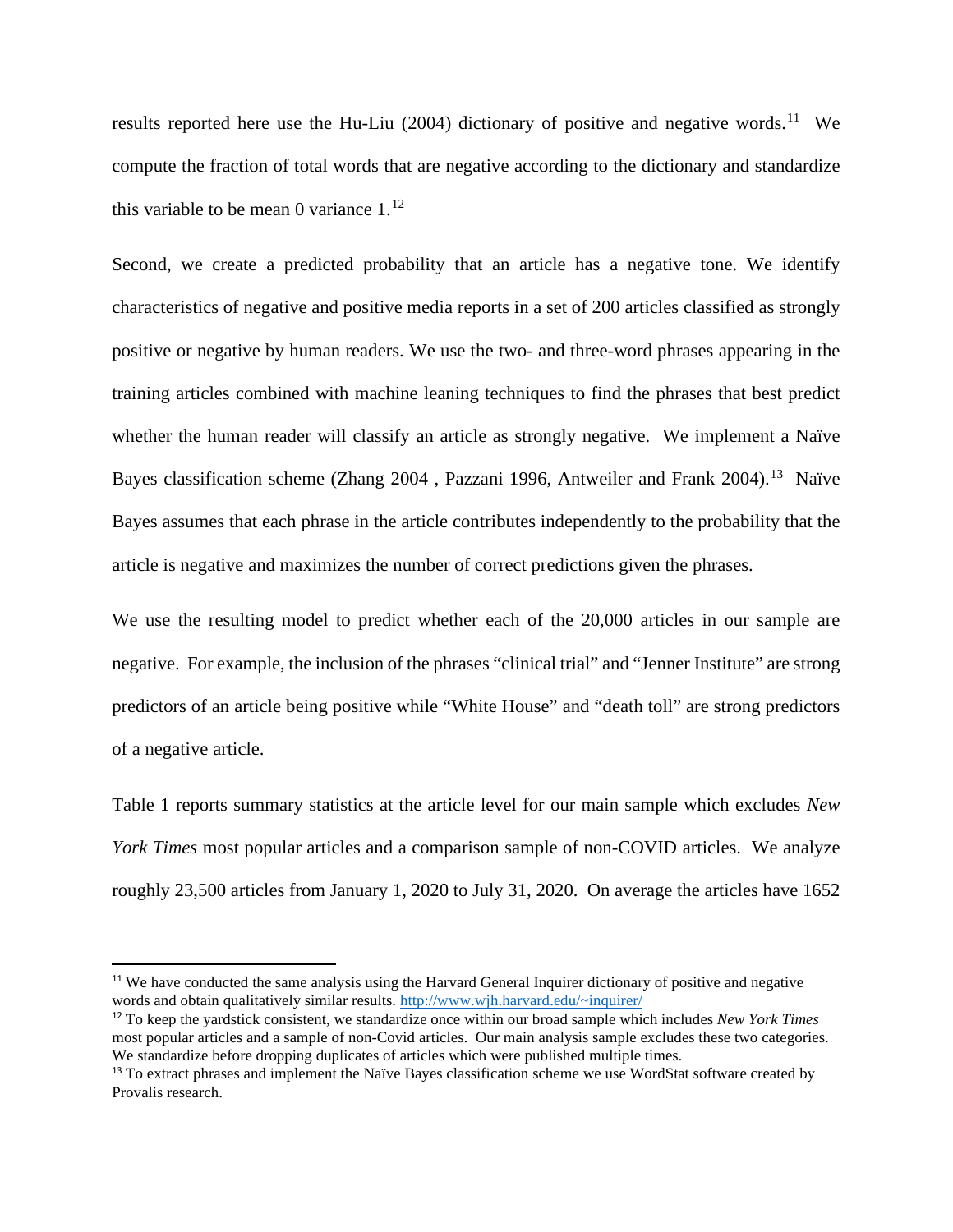results reported here use the Hu-Liu (2004) dictionary of positive and negative words.[11] We compute the fraction of total words that are negative according to the dictionary and standardize this variable to be mean 0 variance 1.[12]

Second, we create a predicted probability that an article has a negative tone. We identify characteristics of negative and positive media reports in a set of 200 articles classified as strongly positive or negative by human readers. We use the two- and three-word phrases appearing in the training articles combined with machine leaning techniques to find the phrases that best predict whether the human reader will classify an article as strongly negative. We implement a Naïve Bayes classification scheme (Zhang 2004 , Pazzani 1996, Antweiler and Frank 2004).[13] Naïve Bayes assumes that each phrase in the article contributes independently to the probability that the article is negative and maximizes the number of correct predictions given the phrases.

We use the resulting model to predict whether each of the 20,000 articles in our sample are negative. For example, the inclusion of the phrases "clinical trial" and "Jenner Institute" are strong predictors of an article being positive while "White House" and "death toll" are strong predictors of a negative article.

Table 1 reports summary statistics at the article level for our main sample which excludes *New York Times* most popular articles and a comparison sample of non-COVID articles. We analyze roughly 23,500 articles from January 1, 2020 to July 31, 2020. On average the articles have 1652

---

[11] We have conducted the same analysis using the Harvard General Inquirer dictionary of positive and negative words and obtain qualitatively similar results. http://www.wjh.harvard.edu/~inquirer/

[12] To keep the yardstick consistent, we standardize once within our broad sample which includes *New York Times* most popular articles and a sample of non-Covid articles. Our main analysis sample excludes these two categories. We standardize before dropping duplicates of articles which were published multiple times.

[13] To extract phrases and implement the Naïve Bayes classification scheme we use WordStat software created by Provalis research.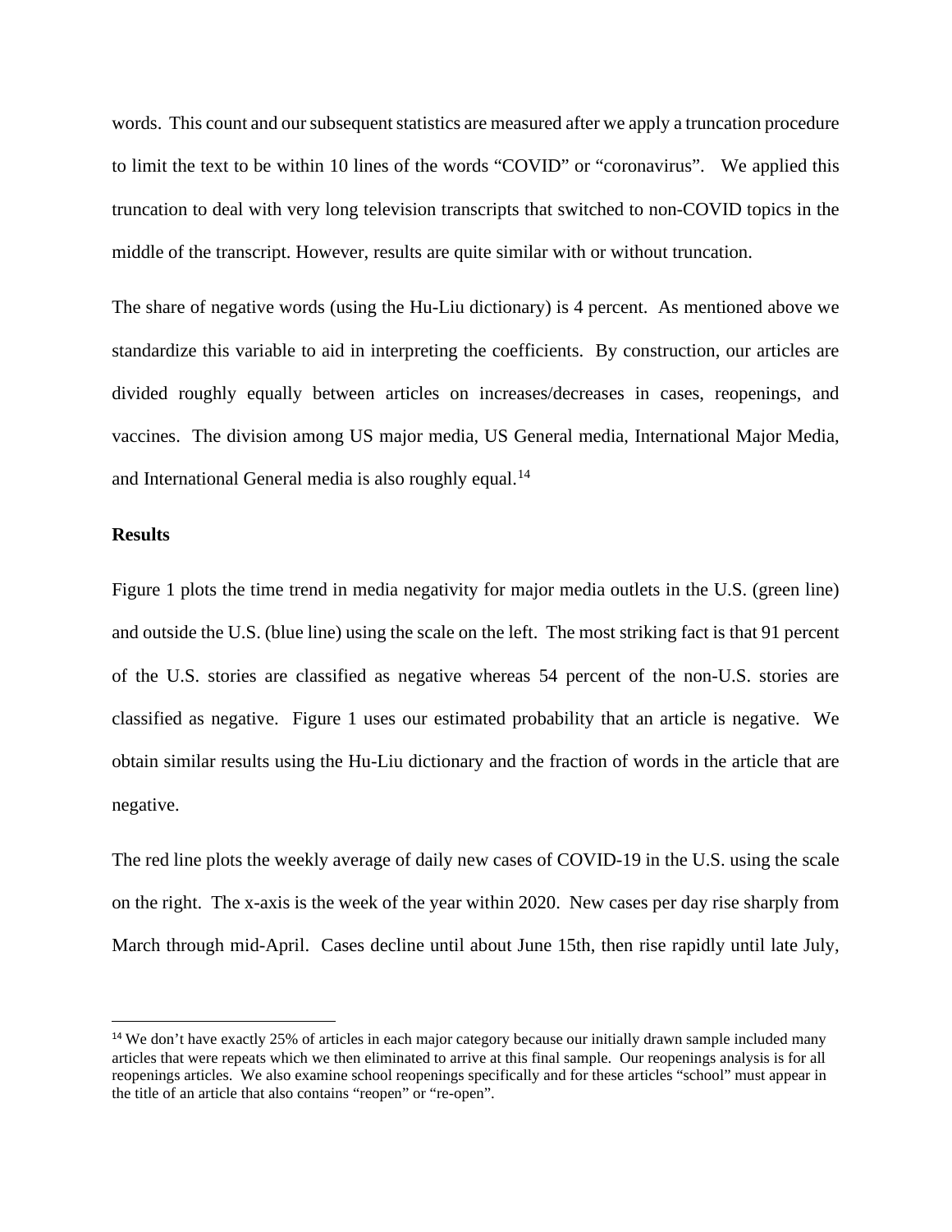words. This count and our subsequent statistics are measured after we apply a truncation procedure to limit the text to be within 10 lines of the words "COVID" or "coronavirus". We applied this truncation to deal with very long television transcripts that switched to non-COVID topics in the middle of the transcript. However, results are quite similar with or without truncation.

The share of negative words (using the Hu-Liu dictionary) is 4 percent. As mentioned above we standardize this variable to aid in interpreting the coefficients. By construction, our articles are divided roughly equally between articles on increases/decreases in cases, reopenings, and vaccines. The division among US major media, US General media, International Major Media, and International General media is also roughly equal.[14]

**Results**

Figure 1 plots the time trend in media negativity for major media outlets in the U.S. (green line) and outside the U.S. (blue line) using the scale on the left. The most striking fact is that 91 percent of the U.S. stories are classified as negative whereas 54 percent of the non-U.S. stories are classified as negative. Figure 1 uses our estimated probability that an article is negative. We obtain similar results using the Hu-Liu dictionary and the fraction of words in the article that are negative.

The red line plots the weekly average of daily new cases of COVID-19 in the U.S. using the scale on the right. The x-axis is the week of the year within 2020. New cases per day rise sharply from March through mid-April. Cases decline until about June 15th, then rise rapidly until late July,

[14] We don't have exactly 25% of articles in each major category because our initially drawn sample included many articles that were repeats which we then eliminated to arrive at this final sample. Our reopenings analysis is for all reopenings articles. We also examine school reopenings specifically and for these articles "school" must appear in the title of an article that also contains "reopen" or "re-open".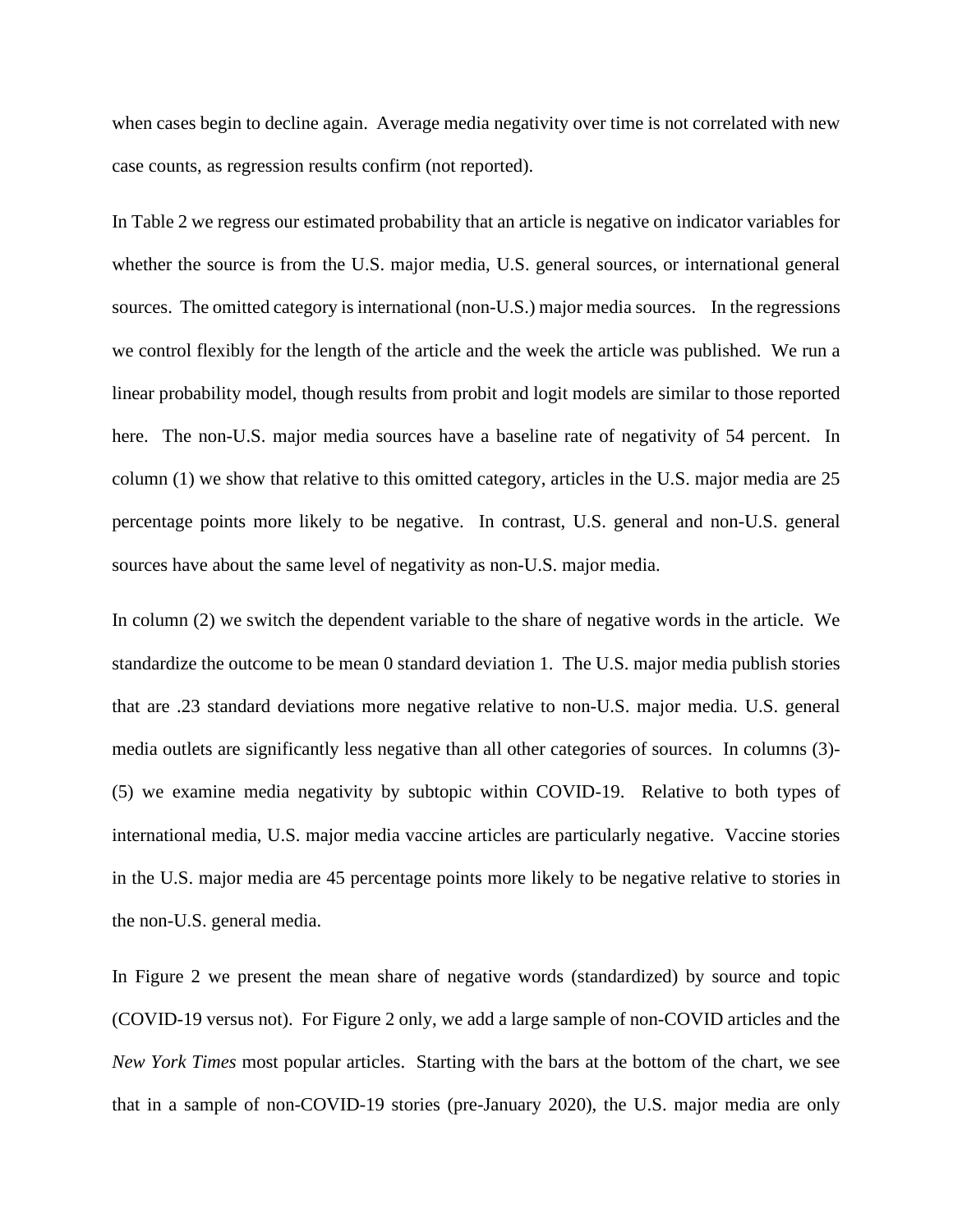when cases begin to decline again. Average media negativity over time is not correlated with new case counts, as regression results confirm (not reported).

In Table 2 we regress our estimated probability that an article is negative on indicator variables for whether the source is from the U.S. major media, U.S. general sources, or international general sources. The omitted category is international (non-U.S.) major media sources. In the regressions we control flexibly for the length of the article and the week the article was published. We run a linear probability model, though results from probit and logit models are similar to those reported here. The non-U.S. major media sources have a baseline rate of negativity of 54 percent. In column (1) we show that relative to this omitted category, articles in the U.S. major media are 25 percentage points more likely to be negative. In contrast, U.S. general and non-U.S. general sources have about the same level of negativity as non-U.S. major media.

In column (2) we switch the dependent variable to the share of negative words in the article. We standardize the outcome to be mean 0 standard deviation 1. The U.S. major media publish stories that are .23 standard deviations more negative relative to non-U.S. major media. U.S. general media outlets are significantly less negative than all other categories of sources. In columns (3)-(5) we examine media negativity by subtopic within COVID-19. Relative to both types of international media, U.S. major media vaccine articles are particularly negative. Vaccine stories in the U.S. major media are 45 percentage points more likely to be negative relative to stories in the non-U.S. general media.

In Figure 2 we present the mean share of negative words (standardized) by source and topic (COVID-19 versus not). For Figure 2 only, we add a large sample of non-COVID articles and the *New York Times* most popular articles. Starting with the bars at the bottom of the chart, we see that in a sample of non-COVID-19 stories (pre-January 2020), the U.S. major media are only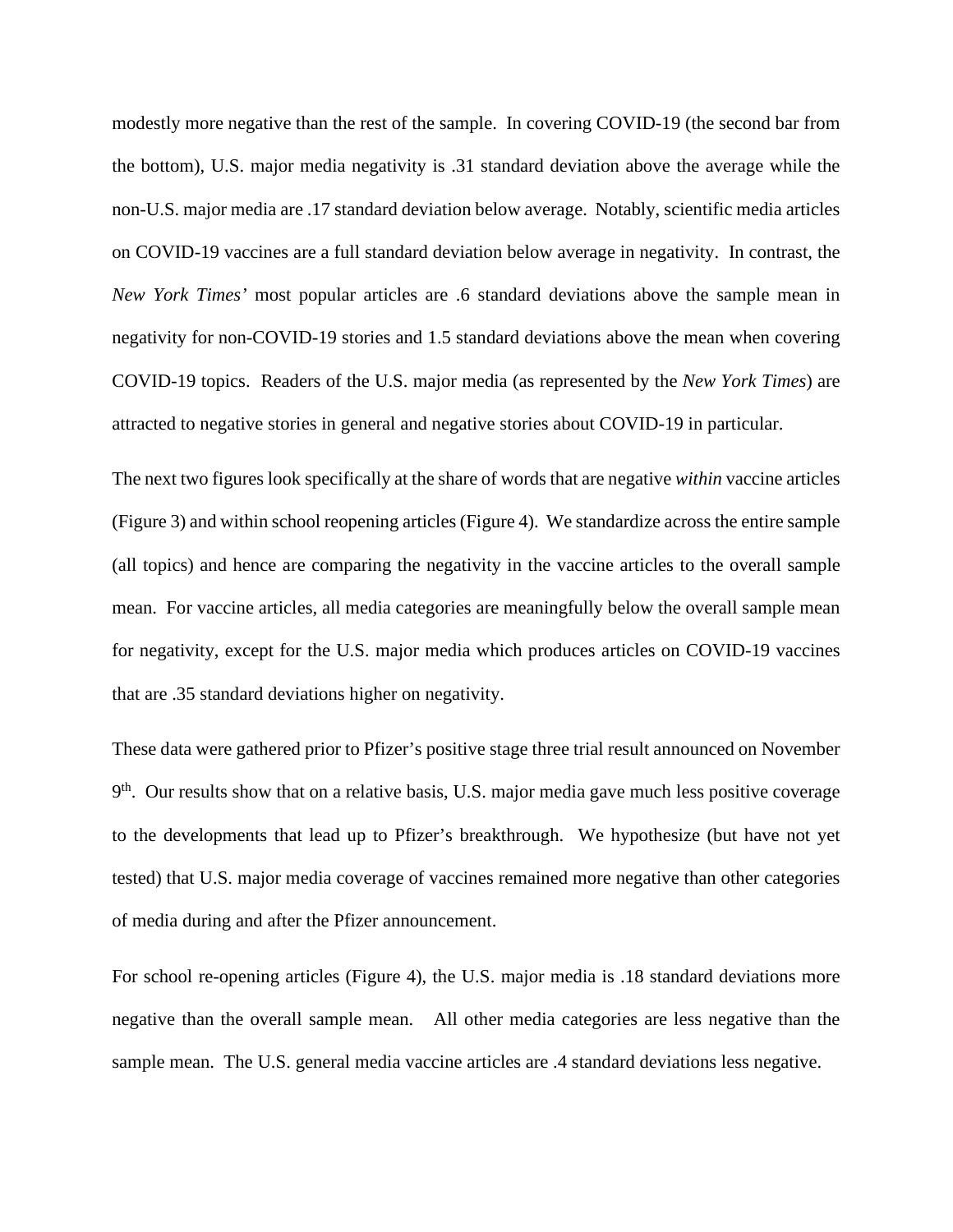modestly more negative than the rest of the sample. In covering COVID-19 (the second bar from the bottom), U.S. major media negativity is .31 standard deviation above the average while the non-U.S. major media are .17 standard deviation below average. Notably, scientific media articles on COVID-19 vaccines are a full standard deviation below average in negativity. In contrast, the *New York Times'* most popular articles are .6 standard deviations above the sample mean in negativity for non-COVID-19 stories and 1.5 standard deviations above the mean when covering COVID-19 topics. Readers of the U.S. major media (as represented by the *New York Times*) are attracted to negative stories in general and negative stories about COVID-19 in particular.

The next two figures look specifically at the share of words that are negative *within* vaccine articles (Figure 3) and within school reopening articles (Figure 4). We standardize across the entire sample (all topics) and hence are comparing the negativity in the vaccine articles to the overall sample mean. For vaccine articles, all media categories are meaningfully below the overall sample mean for negativity, except for the U.S. major media which produces articles on COVID-19 vaccines that are .35 standard deviations higher on negativity.

These data were gathered prior to Pfizer's positive stage three trial result announced on November 9th. Our results show that on a relative basis, U.S. major media gave much less positive coverage to the developments that lead up to Pfizer's breakthrough. We hypothesize (but have not yet tested) that U.S. major media coverage of vaccines remained more negative than other categories of media during and after the Pfizer announcement.

For school re-opening articles (Figure 4), the U.S. major media is .18 standard deviations more negative than the overall sample mean. All other media categories are less negative than the sample mean. The U.S. general media vaccine articles are .4 standard deviations less negative.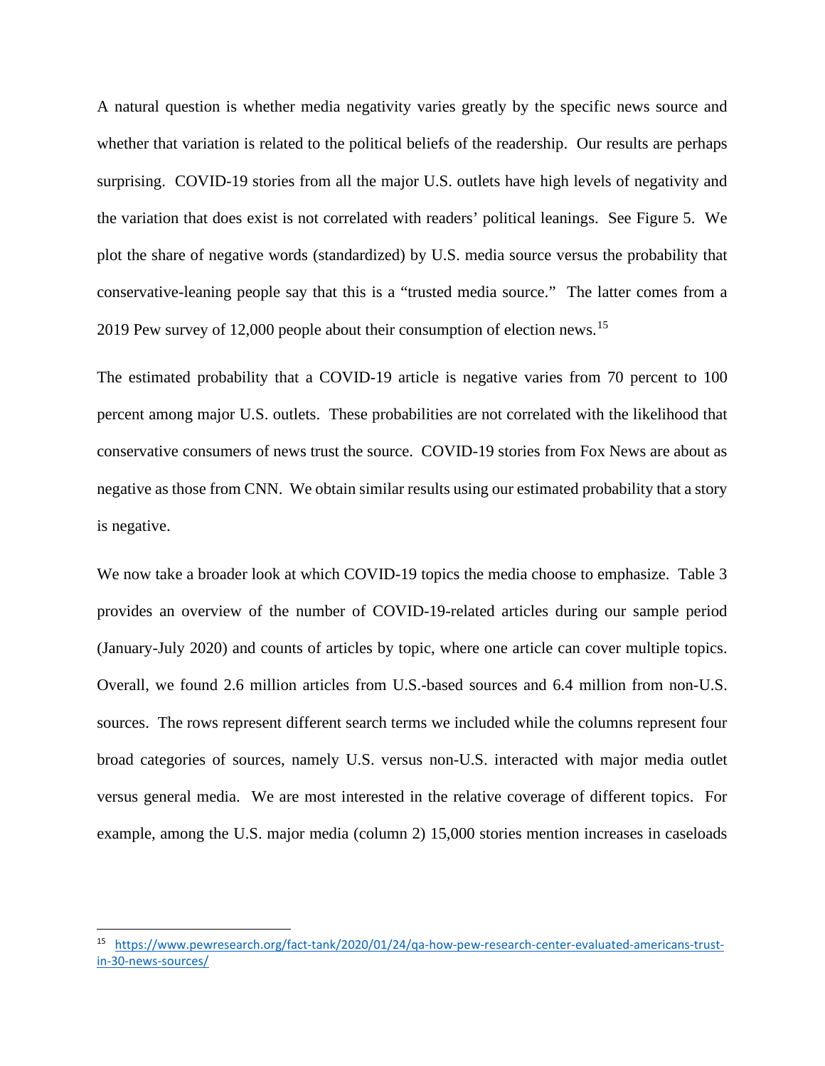A natural question is whether media negativity varies greatly by the specific news source and whether that variation is related to the political beliefs of the readership. Our results are perhaps surprising. COVID-19 stories from all the major U.S. outlets have high levels of negativity and the variation that does exist is not correlated with readers' political leanings. See Figure 5. We plot the share of negative words (standardized) by U.S. media source versus the probability that conservative-leaning people say that this is a "trusted media source." The latter comes from a 2019 Pew survey of 12,000 people about their consumption of election news.[15]

The estimated probability that a COVID-19 article is negative varies from 70 percent to 100 percent among major U.S. outlets. These probabilities are not correlated with the likelihood that conservative consumers of news trust the source. COVID-19 stories from Fox News are about as negative as those from CNN. We obtain similar results using our estimated probability that a story is negative.

We now take a broader look at which COVID-19 topics the media choose to emphasize. Table 3 provides an overview of the number of COVID-19-related articles during our sample period (January-July 2020) and counts of articles by topic, where one article can cover multiple topics. Overall, we found 2.6 million articles from U.S.-based sources and 6.4 million from non-U.S. sources. The rows represent different search terms we included while the columns represent four broad categories of sources, namely U.S. versus non-U.S. interacted with major media outlet versus general media. We are most interested in the relative coverage of different topics. For example, among the U.S. major media (column 2) 15,000 stories mention increases in caseloads

[15] https://www.pewresearch.org/fact-tank/2020/01/24/qa-how-pew-research-center-evaluated-americans-trust-in-30-news-sources/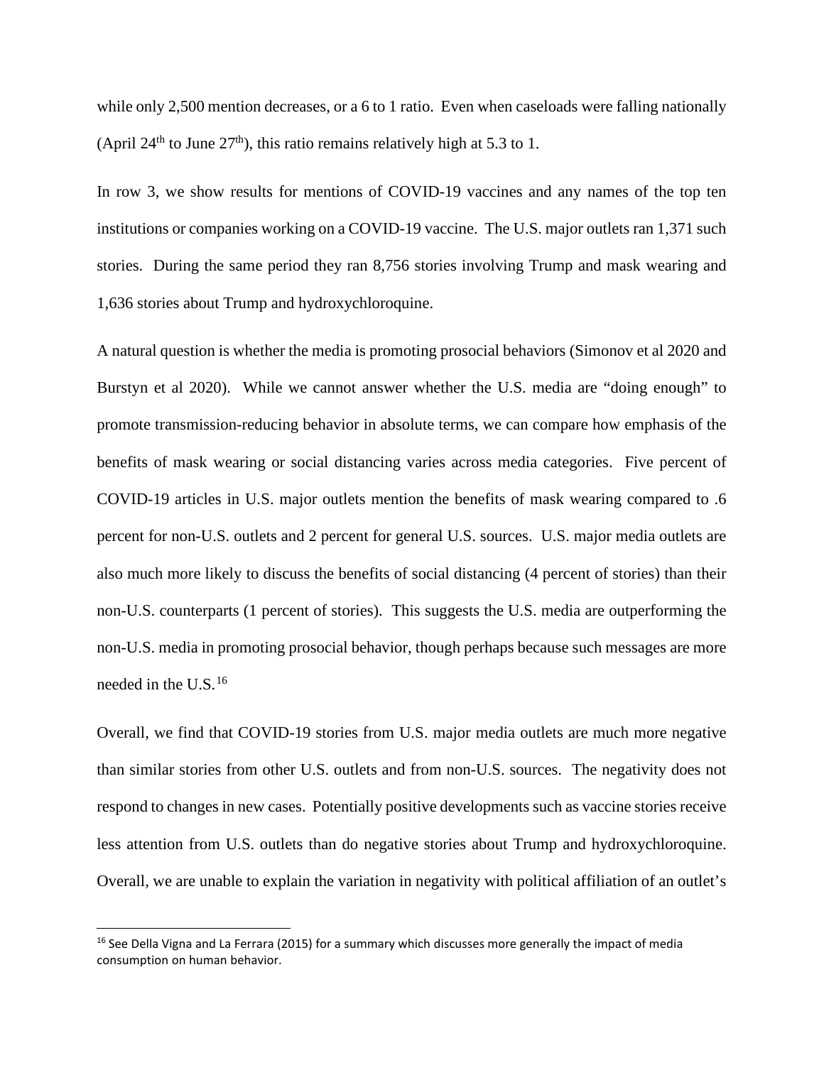while only 2,500 mention decreases, or a 6 to 1 ratio. Even when caseloads were falling nationally (April 24th to June 27th), this ratio remains relatively high at 5.3 to 1.

In row 3, we show results for mentions of COVID-19 vaccines and any names of the top ten institutions or companies working on a COVID-19 vaccine. The U.S. major outlets ran 1,371 such stories. During the same period they ran 8,756 stories involving Trump and mask wearing and 1,636 stories about Trump and hydroxychloroquine.

A natural question is whether the media is promoting prosocial behaviors (Simonov et al 2020 and Burstyn et al 2020). While we cannot answer whether the U.S. media are "doing enough" to promote transmission-reducing behavior in absolute terms, we can compare how emphasis of the benefits of mask wearing or social distancing varies across media categories. Five percent of COVID-19 articles in U.S. major outlets mention the benefits of mask wearing compared to .6 percent for non-U.S. outlets and 2 percent for general U.S. sources. U.S. major media outlets are also much more likely to discuss the benefits of social distancing (4 percent of stories) than their non-U.S. counterparts (1 percent of stories). This suggests the U.S. media are outperforming the non-U.S. media in promoting prosocial behavior, though perhaps because such messages are more needed in the U.S.[16]

Overall, we find that COVID-19 stories from U.S. major media outlets are much more negative than similar stories from other U.S. outlets and from non-U.S. sources. The negativity does not respond to changes in new cases. Potentially positive developments such as vaccine stories receive less attention from U.S. outlets than do negative stories about Trump and hydroxychloroquine. Overall, we are unable to explain the variation in negativity with political affiliation of an outlet's

[16] See Della Vigna and La Ferrara (2015) for a summary which discusses more generally the impact of media consumption on human behavior.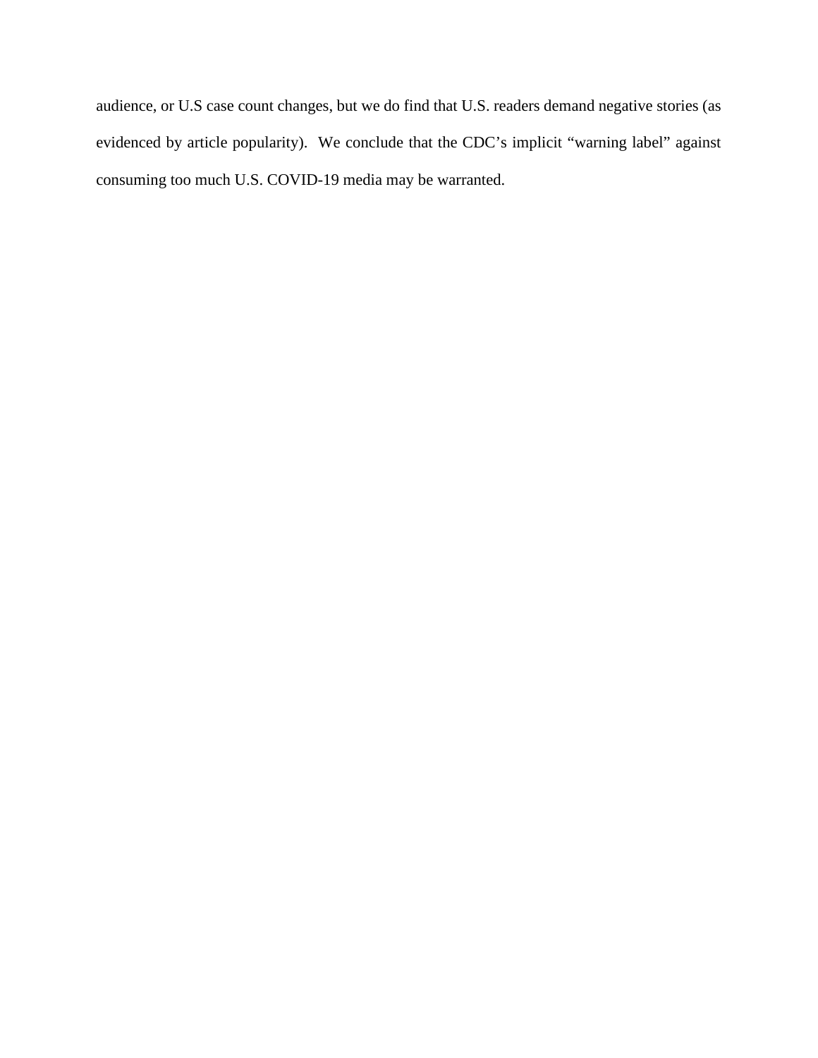audience, or U.S case count changes, but we do find that U.S. readers demand negative stories (as evidenced by article popularity). We conclude that the CDC's implicit "warning label" against consuming too much U.S. COVID-19 media may be warranted.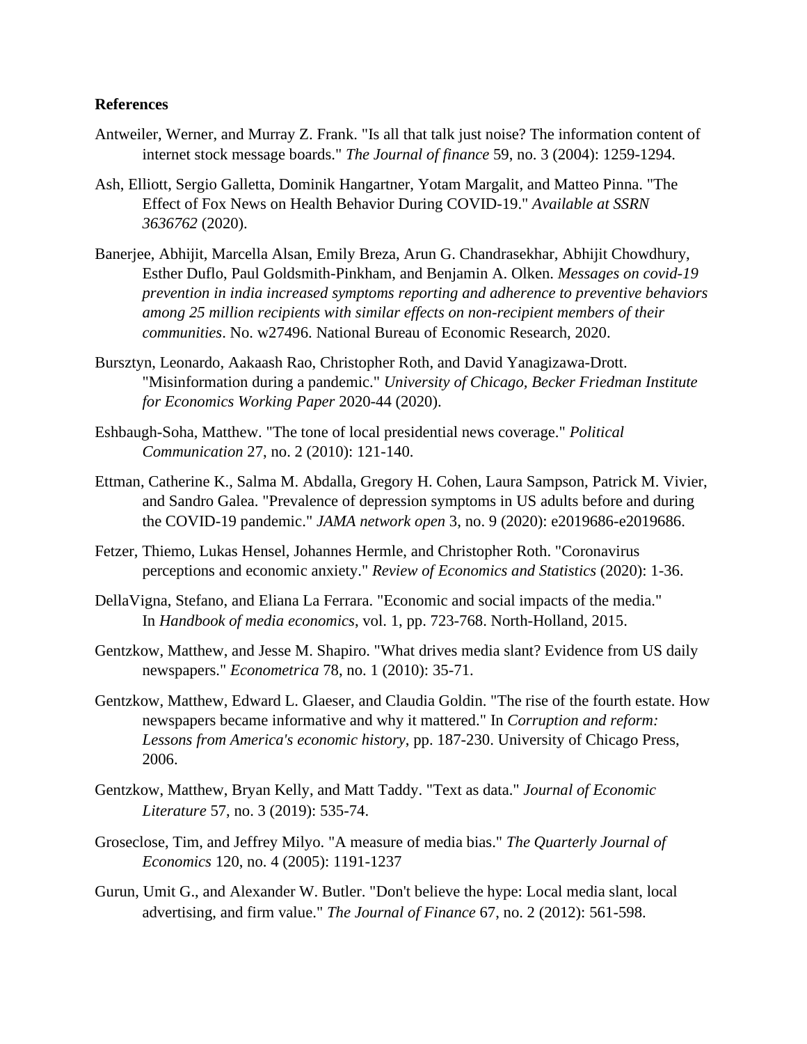**References**

Antweiler, Werner, and Murray Z. Frank. "Is all that talk just noise? The information content of internet stock message boards." *The Journal of finance* 59, no. 3 (2004): 1259-1294.

Ash, Elliott, Sergio Galletta, Dominik Hangartner, Yotam Margalit, and Matteo Pinna. "The Effect of Fox News on Health Behavior During COVID-19." *Available at SSRN 3636762* (2020).

Banerjee, Abhijit, Marcella Alsan, Emily Breza, Arun G. Chandrasekhar, Abhijit Chowdhury, Esther Duflo, Paul Goldsmith-Pinkham, and Benjamin A. Olken. *Messages on covid-19 prevention in india increased symptoms reporting and adherence to preventive behaviors among 25 million recipients with similar effects on non-recipient members of their communities*. No. w27496. National Bureau of Economic Research, 2020.

Bursztyn, Leonardo, Aakaash Rao, Christopher Roth, and David Yanagizawa-Drott. "Misinformation during a pandemic." *University of Chicago, Becker Friedman Institute for Economics Working Paper* 2020-44 (2020).

Eshbaugh-Soha, Matthew. "The tone of local presidential news coverage." *Political Communication* 27, no. 2 (2010): 121-140.

Ettman, Catherine K., Salma M. Abdalla, Gregory H. Cohen, Laura Sampson, Patrick M. Vivier, and Sandro Galea. "Prevalence of depression symptoms in US adults before and during the COVID-19 pandemic." *JAMA network open* 3, no. 9 (2020): e2019686-e2019686.

Fetzer, Thiemo, Lukas Hensel, Johannes Hermle, and Christopher Roth. "Coronavirus perceptions and economic anxiety." *Review of Economics and Statistics* (2020): 1-36.

DellaVigna, Stefano, and Eliana La Ferrara. "Economic and social impacts of the media." In *Handbook of media economics*, vol. 1, pp. 723-768. North-Holland, 2015.

Gentzkow, Matthew, and Jesse M. Shapiro. "What drives media slant? Evidence from US daily newspapers." *Econometrica* 78, no. 1 (2010): 35-71.

Gentzkow, Matthew, Edward L. Glaeser, and Claudia Goldin. "The rise of the fourth estate. How newspapers became informative and why it mattered." In *Corruption and reform: Lessons from America's economic history*, pp. 187-230. University of Chicago Press, 2006.

Gentzkow, Matthew, Bryan Kelly, and Matt Taddy. "Text as data." *Journal of Economic Literature* 57, no. 3 (2019): 535-74.

Groseclose, Tim, and Jeffrey Milyo. "A measure of media bias." *The Quarterly Journal of Economics* 120, no. 4 (2005): 1191-1237

Gurun, Umit G., and Alexander W. Butler. "Don't believe the hype: Local media slant, local advertising, and firm value." *The Journal of Finance* 67, no. 2 (2012): 561-598.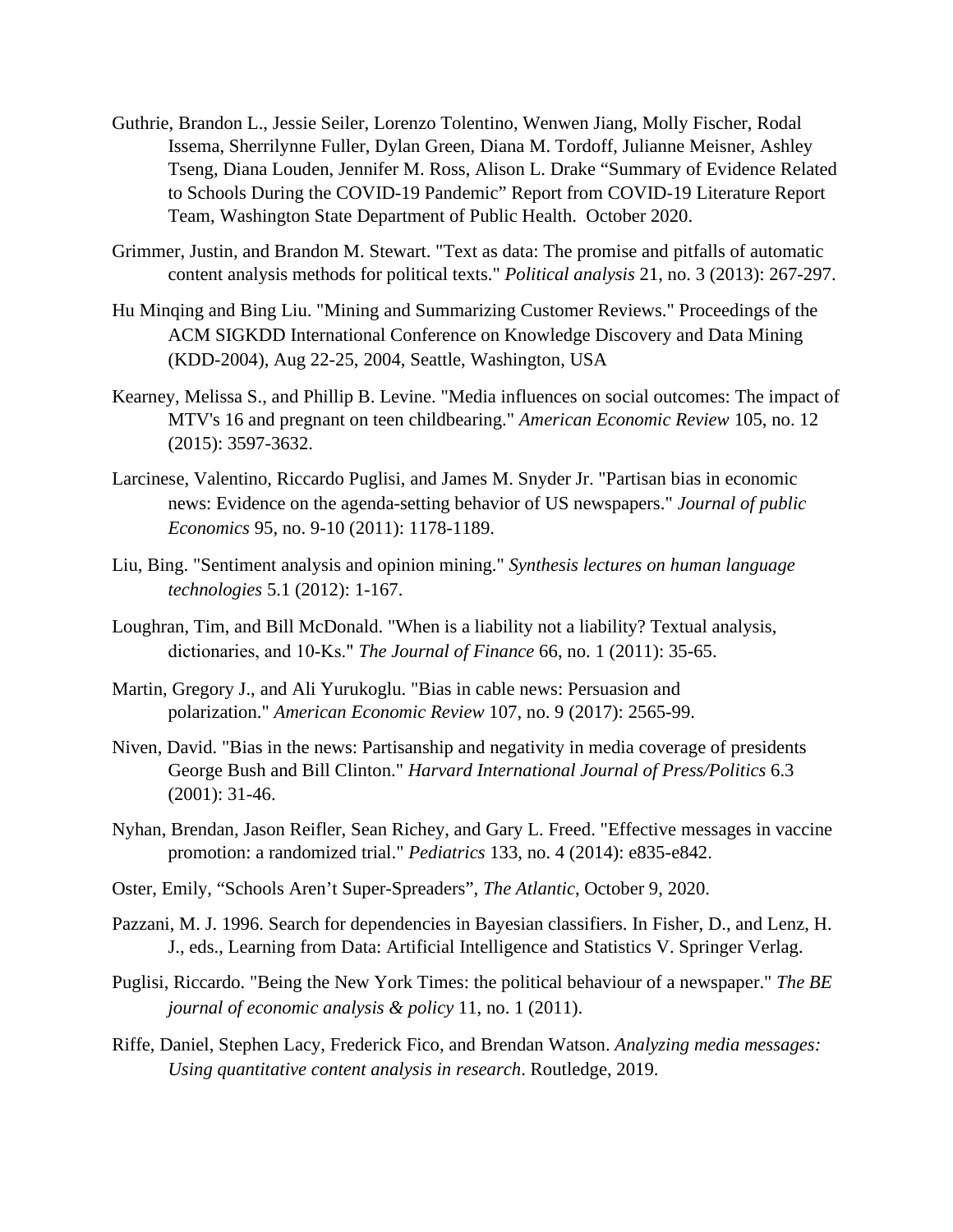Guthrie, Brandon L., Jessie Seiler, Lorenzo Tolentino, Wenwen Jiang, Molly Fischer, Rodal Issema, Sherrilynne Fuller, Dylan Green, Diana M. Tordoff, Julianne Meisner, Ashley Tseng, Diana Louden, Jennifer M. Ross, Alison L. Drake "Summary of Evidence Related to Schools During the COVID-19 Pandemic" Report from COVID-19 Literature Report Team, Washington State Department of Public Health. October 2020.

Grimmer, Justin, and Brandon M. Stewart. "Text as data: The promise and pitfalls of automatic content analysis methods for political texts." *Political analysis* 21, no. 3 (2013): 267-297.

Hu Minqing and Bing Liu. "Mining and Summarizing Customer Reviews." Proceedings of the ACM SIGKDD International Conference on Knowledge Discovery and Data Mining (KDD-2004), Aug 22-25, 2004, Seattle, Washington, USA

Kearney, Melissa S., and Phillip B. Levine. "Media influences on social outcomes: The impact of MTV's 16 and pregnant on teen childbearing." *American Economic Review* 105, no. 12 (2015): 3597-3632.

Larcinese, Valentino, Riccardo Puglisi, and James M. Snyder Jr. "Partisan bias in economic news: Evidence on the agenda-setting behavior of US newspapers." *Journal of public Economics* 95, no. 9-10 (2011): 1178-1189.

Liu, Bing. "Sentiment analysis and opinion mining." *Synthesis lectures on human language technologies* 5.1 (2012): 1-167.

Loughran, Tim, and Bill McDonald. "When is a liability not a liability? Textual analysis, dictionaries, and 10-Ks." *The Journal of Finance* 66, no. 1 (2011): 35-65.

Martin, Gregory J., and Ali Yurukoglu. "Bias in cable news: Persuasion and polarization." *American Economic Review* 107, no. 9 (2017): 2565-99.

Niven, David. "Bias in the news: Partisanship and negativity in media coverage of presidents George Bush and Bill Clinton." *Harvard International Journal of Press/Politics* 6.3 (2001): 31-46.

Nyhan, Brendan, Jason Reifler, Sean Richey, and Gary L. Freed. "Effective messages in vaccine promotion: a randomized trial." *Pediatrics* 133, no. 4 (2014): e835-e842.

Oster, Emily, "Schools Aren't Super-Spreaders", *The Atlantic*, October 9, 2020.

Pazzani, M. J. 1996. Search for dependencies in Bayesian classifiers. In Fisher, D., and Lenz, H. J., eds., Learning from Data: Artificial Intelligence and Statistics V. Springer Verlag.

Puglisi, Riccardo. "Being the New York Times: the political behaviour of a newspaper." *The BE journal of economic analysis & policy* 11, no. 1 (2011).

Riffe, Daniel, Stephen Lacy, Frederick Fico, and Brendan Watson. *Analyzing media messages: Using quantitative content analysis in research*. Routledge, 2019.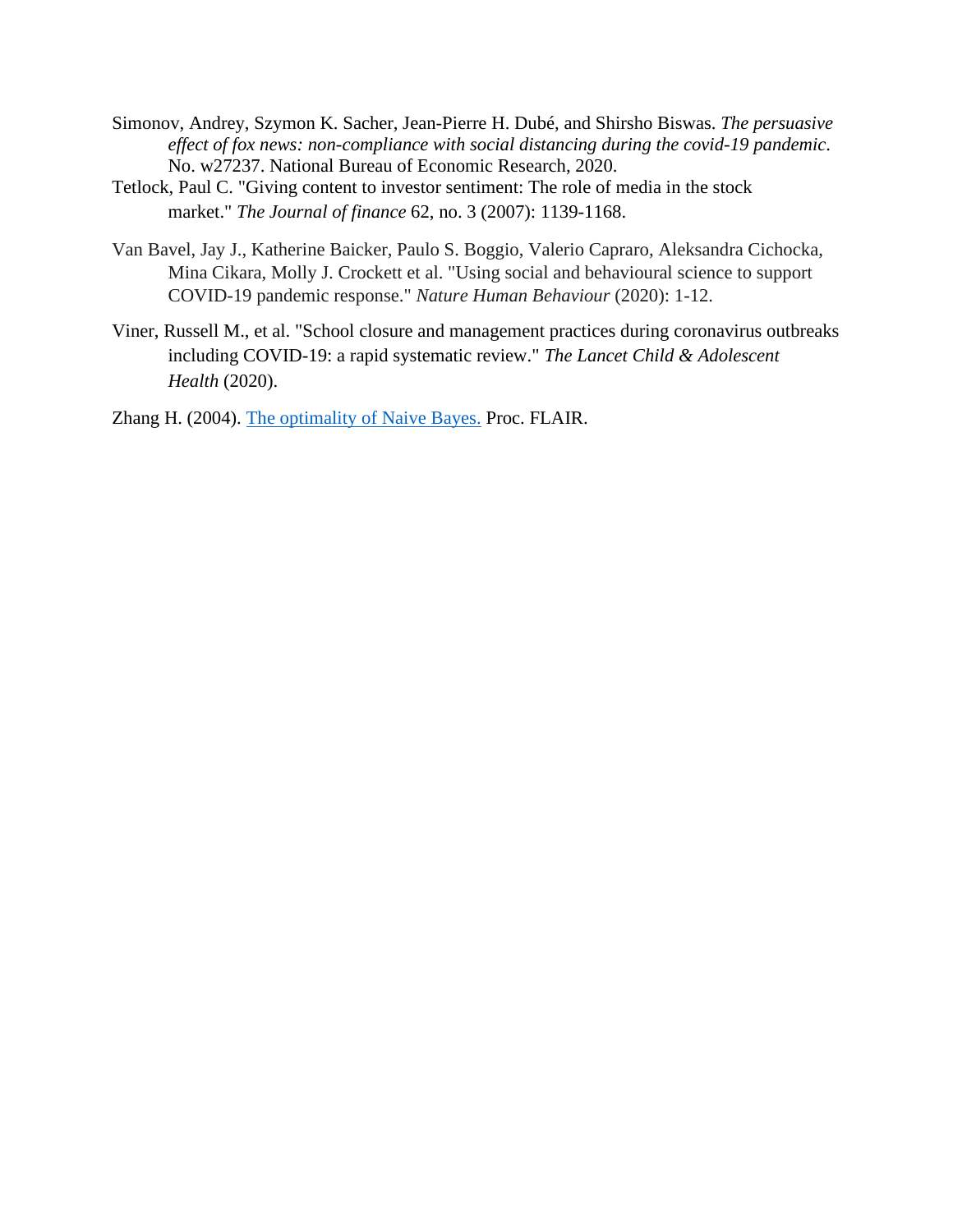Simonov, Andrey, Szymon K. Sacher, Jean-Pierre H. Dubé, and Shirsho Biswas. *The persuasive effect of fox news: non-compliance with social distancing during the covid-19 pandemic*. No. w27237. National Bureau of Economic Research, 2020.

Tetlock, Paul C. "Giving content to investor sentiment: The role of media in the stock market." *The Journal of finance* 62, no. 3 (2007): 1139-1168.

Van Bavel, Jay J., Katherine Baicker, Paulo S. Boggio, Valerio Capraro, Aleksandra Cichocka, Mina Cikara, Molly J. Crockett et al. "Using social and behavioural science to support COVID-19 pandemic response." *Nature Human Behaviour* (2020): 1-12.

Viner, Russell M., et al. "School closure and management practices during coronavirus outbreaks including COVID-19: a rapid systematic review." *The Lancet Child & Adolescent Health* (2020).

Zhang H. (2004). The optimality of Naive Bayes. Proc. FLAIR.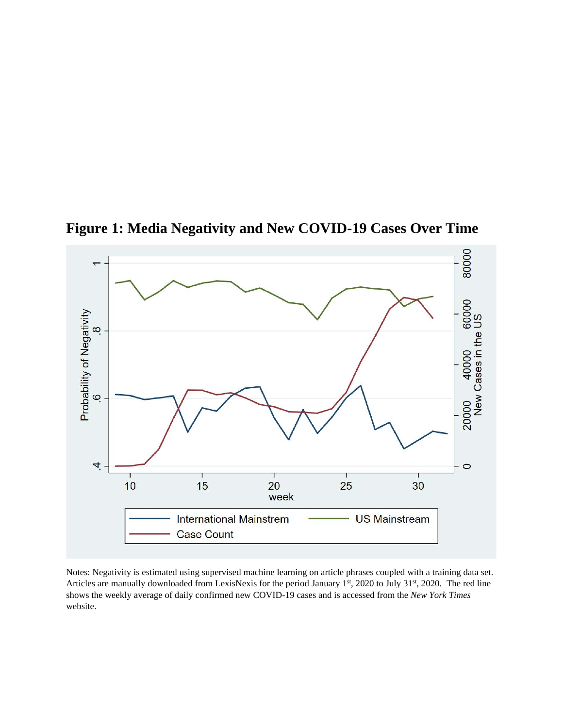**Figure 1: Media Negativity and New COVID-19 Cases Over Time**

Notes: Negativity is estimated using supervised machine learning on article phrases coupled with a training data set. Articles are manually downloaded from LexisNexis for the period January 1st, 2020 to July 31st, 2020. The red line shows the weekly average of daily confirmed new COVID-19 cases and is accessed from the *New York Times* website.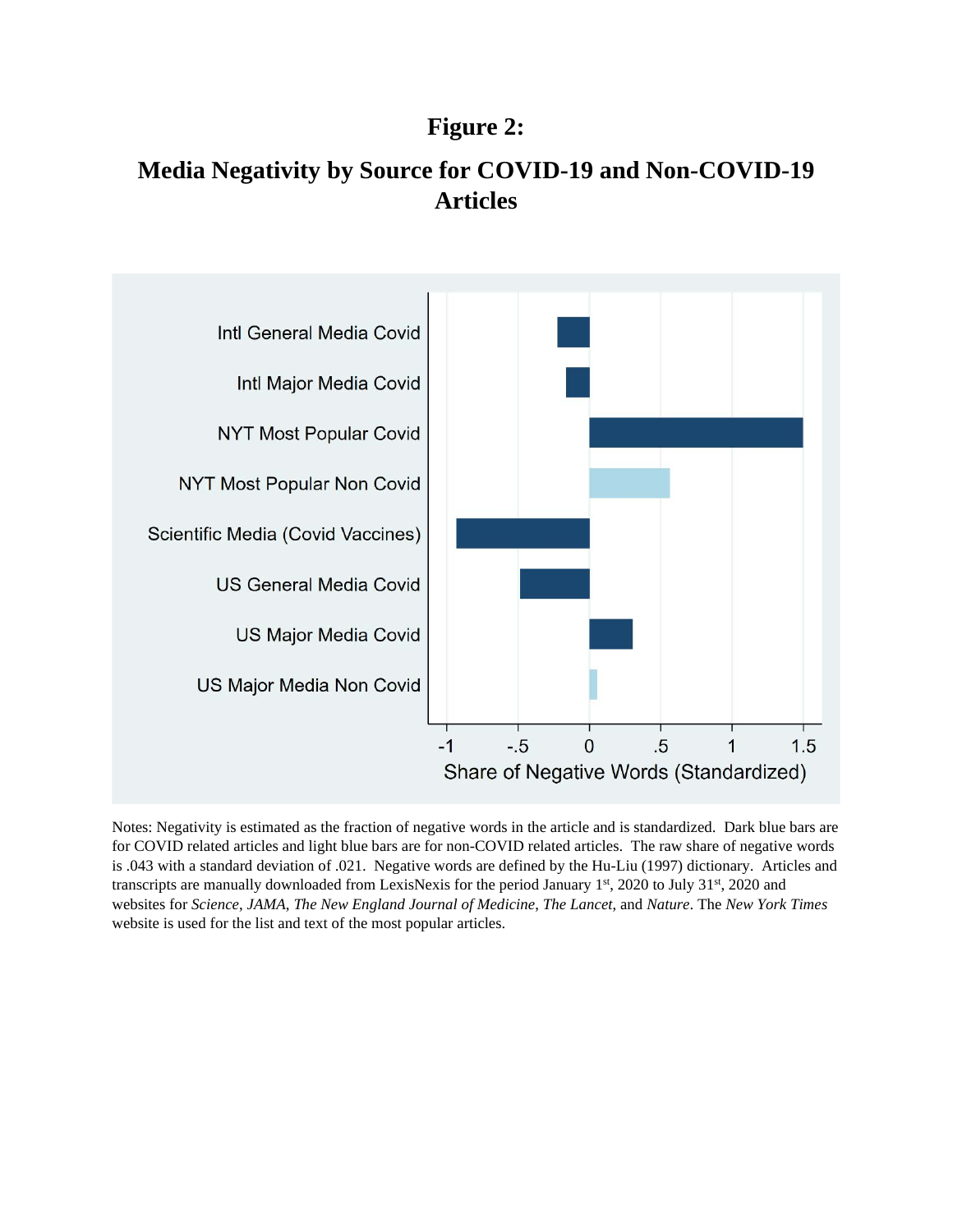# Figure 2:

## Media Negativity by Source for COVID-19 and Non-COVID-19 Articles

Notes: Negativity is estimated as the fraction of negative words in the article and is standardized. Dark blue bars are for COVID related articles and light blue bars are for non-COVID related articles. The raw share of negative words is .043 with a standard deviation of .021. Negative words are defined by the Hu-Liu (1997) dictionary. Articles and transcripts are manually downloaded from LexisNexis for the period January 1st, 2020 to July 31st, 2020 and websites for *Science*, *JAMA*, *The New England Journal of Medicine*, *The Lancet*, and *Nature*. The *New York Times* website is used for the list and text of the most popular articles.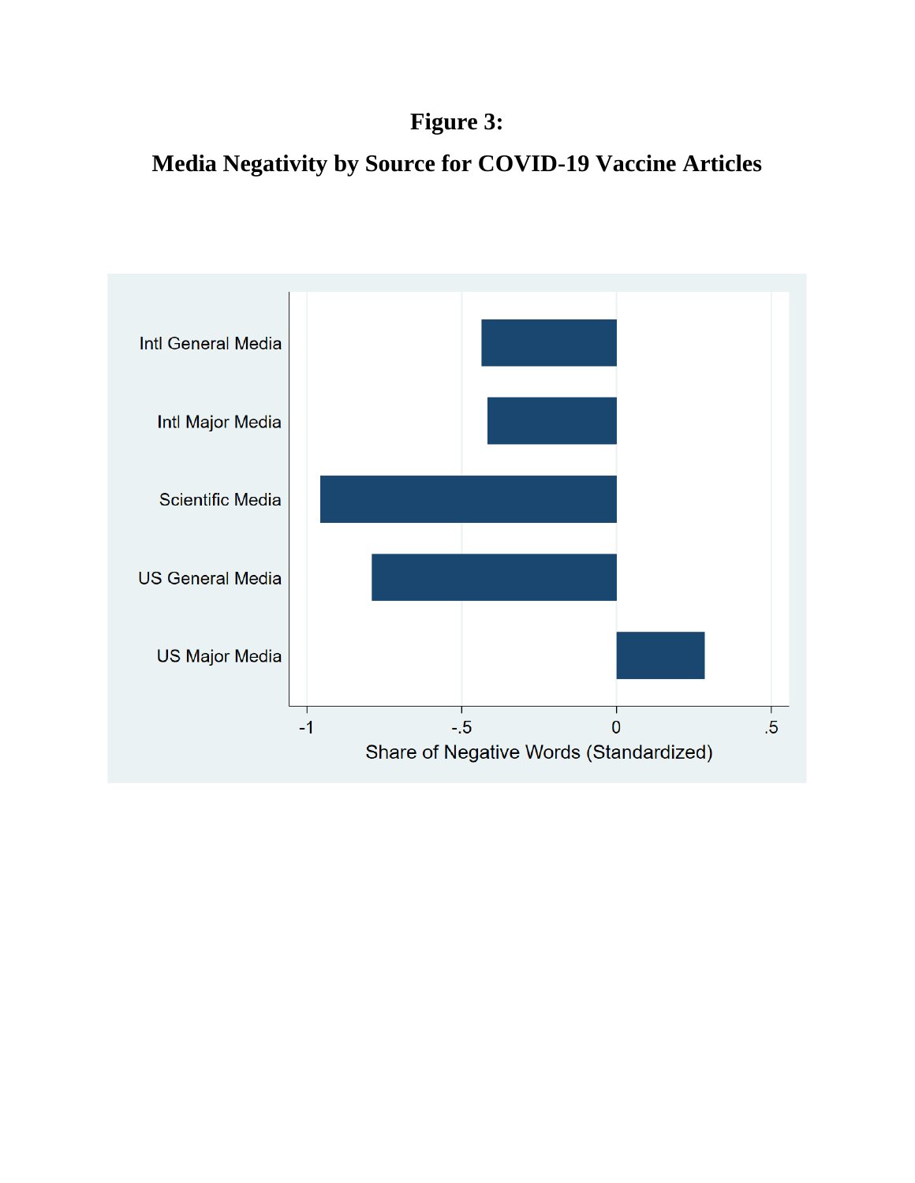**Figure 3:**

**Media Negativity by Source for COVID-19 Vaccine Articles**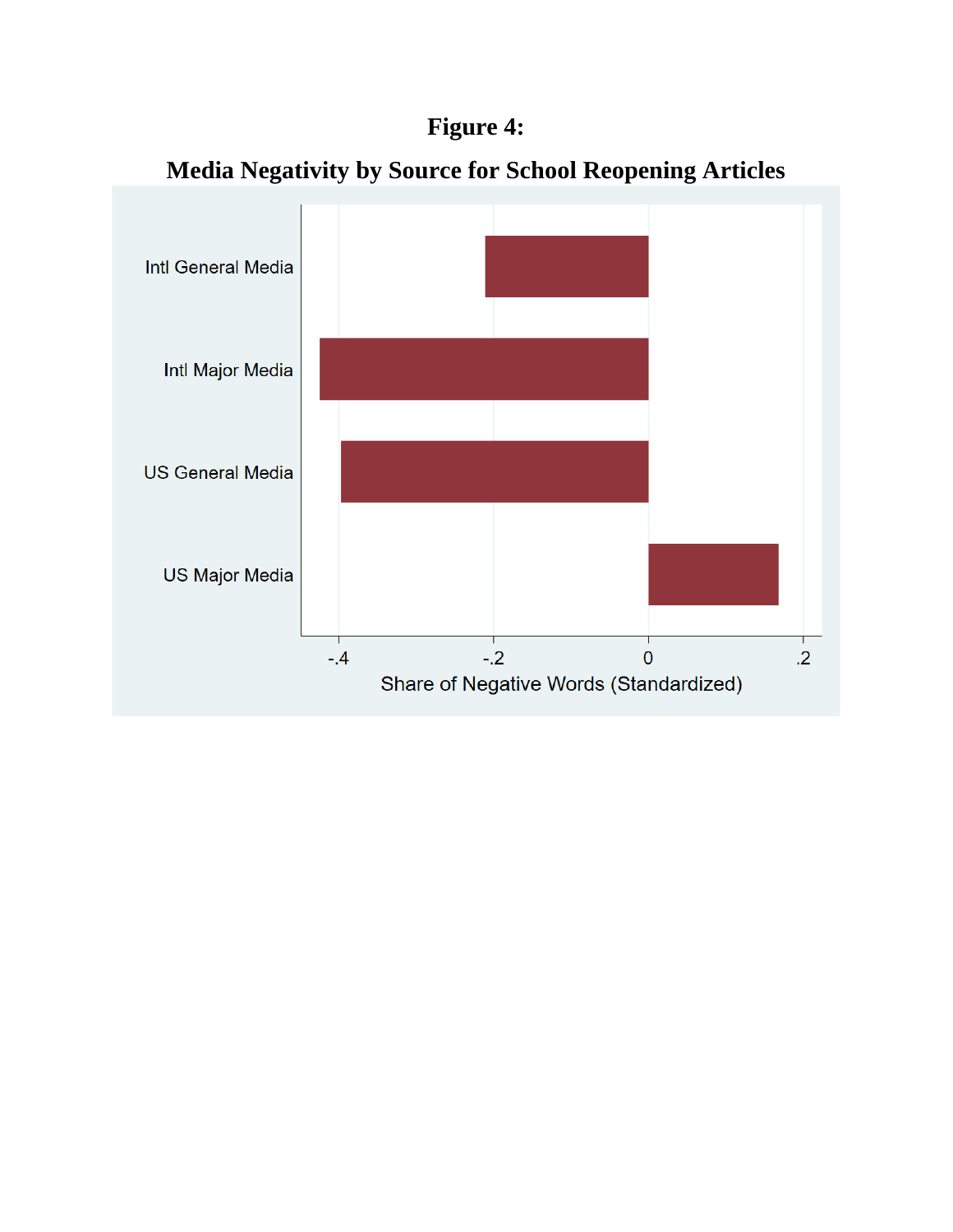**Figure 4:**

**Media Negativity by Source for School Reopening Articles**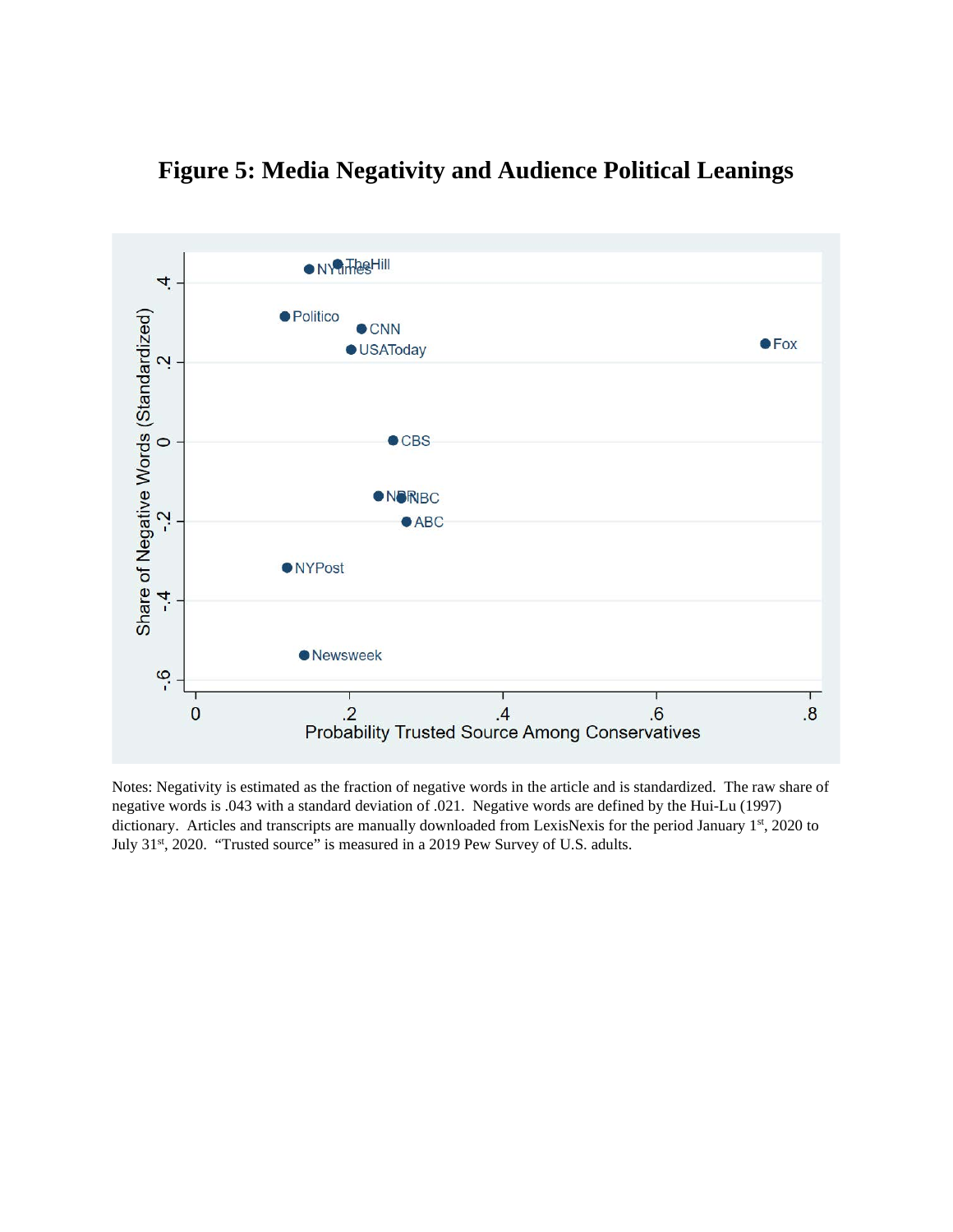# Figure 5: Media Negativity and Audience Political Leanings

Notes: Negativity is estimated as the fraction of negative words in the article and is standardized. The raw share of negative words is .043 with a standard deviation of .021. Negative words are defined by the Hui-Lu (1997) dictionary. Articles and transcripts are manually downloaded from LexisNexis for the period January 1st, 2020 to July 31st, 2020. "Trusted source" is measured in a 2019 Pew Survey of U.S. adults.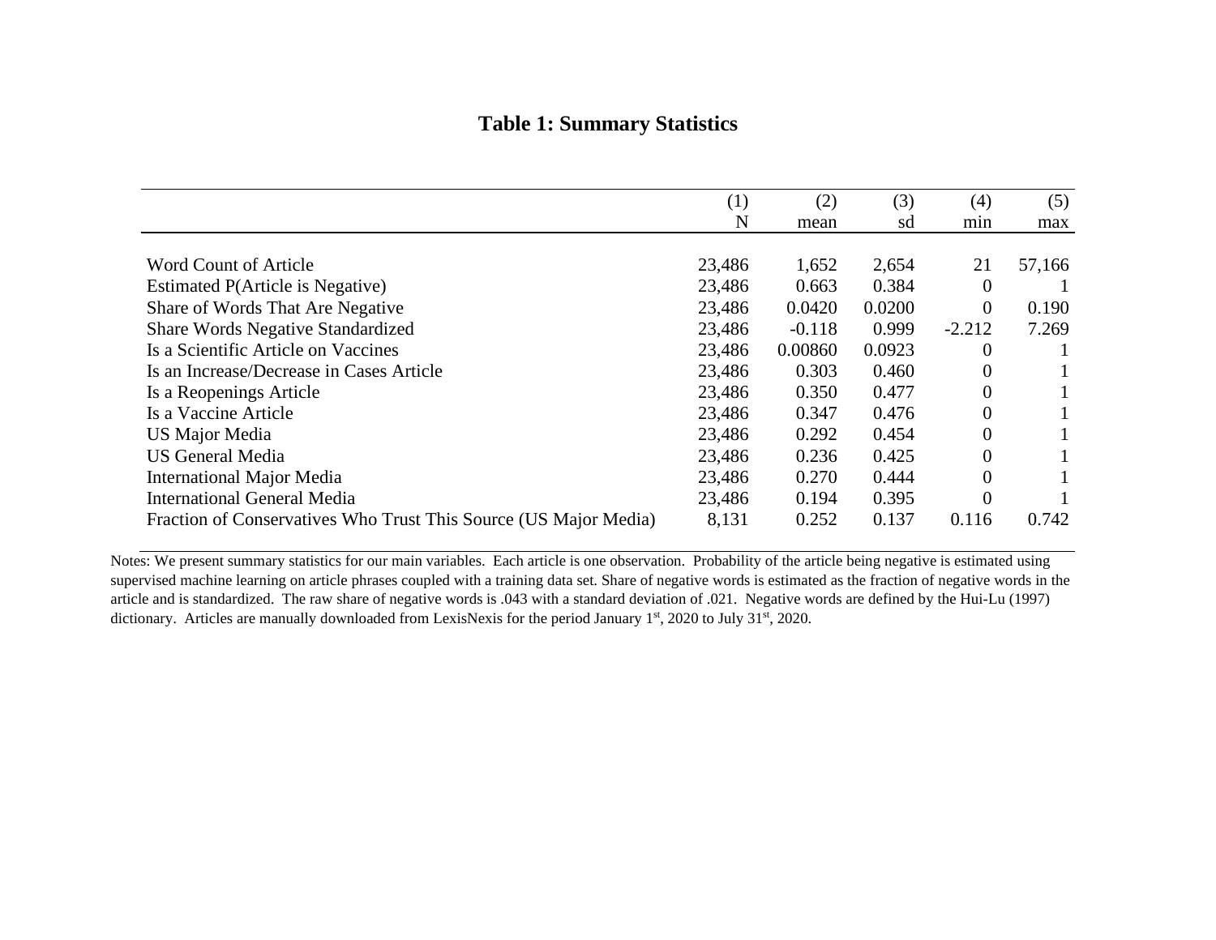# Table 1: Summary Statistics

| | (1) N | (2) mean | (3) sd | (4) min | (5) max |
|---|---|---|---|---|---|
| Word Count of Article | 23,486 | 1,652 | 2,654 | 21 | 57,166 |
| Estimated P(Article is Negative) | 23,486 | 0.663 | 0.384 | 0 | 1 |
| Share of Words That Are Negative | 23,486 | 0.0420 | 0.0200 | 0 | 0.190 |
| Share Words Negative Standardized | 23,486 | -0.118 | 0.999 | -2.212 | 7.269 |
| Is a Scientific Article on Vaccines | 23,486 | 0.00860 | 0.0923 | 0 | 1 |
| Is an Increase/Decrease in Cases Article | 23,486 | 0.303 | 0.460 | 0 | 1 |
| Is a Reopenings Article | 23,486 | 0.350 | 0.477 | 0 | 1 |
| Is a Vaccine Article | 23,486 | 0.347 | 0.476 | 0 | 1 |
| US Major Media | 23,486 | 0.292 | 0.454 | 0 | 1 |
| US General Media | 23,486 | 0.236 | 0.425 | 0 | 1 |
| International Major Media | 23,486 | 0.270 | 0.444 | 0 | 1 |
| International General Media | 23,486 | 0.194 | 0.395 | 0 | 1 |
| Fraction of Conservatives Who Trust This Source (US Major Media) | 8,131 | 0.252 | 0.137 | 0.116 | 0.742 |

Notes: We present summary statistics for our main variables. Each article is one observation. Probability of the article being negative is estimated using supervised machine learning on article phrases coupled with a training data set. Share of negative words is estimated as the fraction of negative words in the article and is standardized. The raw share of negative words is .043 with a standard deviation of .021. Negative words are defined by the Hui-Lu (1997) dictionary. Articles are manually downloaded from LexisNexis for the period January 1st, 2020 to July 31st, 2020.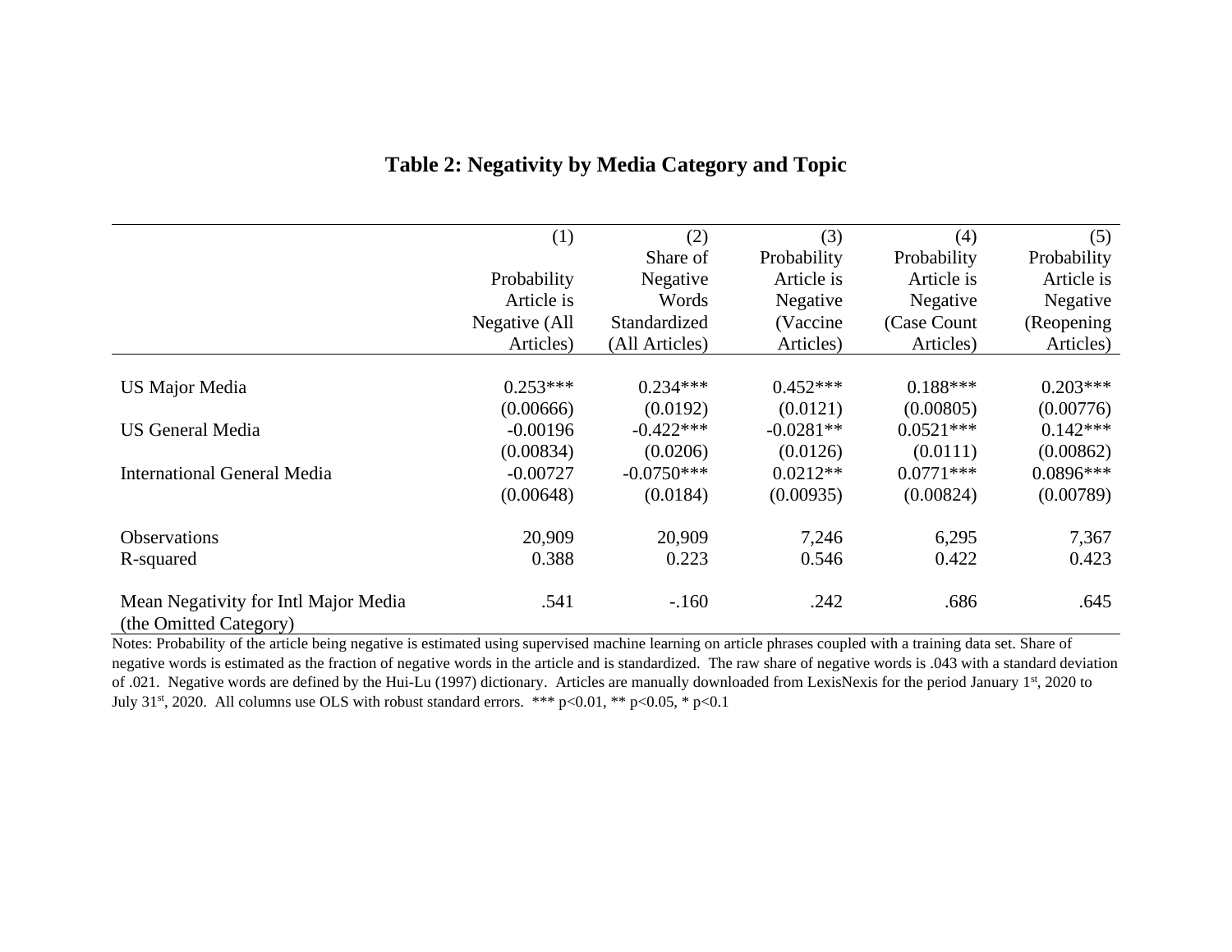# Table 2: Negativity by Media Category and Topic

| | (1) Probability Article is Negative (All Articles) | (2) Share of Negative Words Standardized (All Articles) | (3) Probability Article is Negative (Vaccine Articles) | (4) Probability Article is Negative (Case Count Articles) | (5) Probability Article is Negative (Reopening Articles) |
|---|---|---|---|---|---|
| US Major Media | 0.253*** | 0.234*** | 0.452*** | 0.188*** | 0.203*** |
| | (0.00666) | (0.0192) | (0.0121) | (0.00805) | (0.00776) |
| US General Media | -0.00196 | -0.422*** | -0.0281** | 0.0521*** | 0.142*** |
| | (0.00834) | (0.0206) | (0.0126) | (0.0111) | (0.00862) |
| International General Media | -0.00727 | -0.0750*** | 0.0212** | 0.0771*** | 0.0896*** |
| | (0.00648) | (0.0184) | (0.00935) | (0.00824) | (0.00789) |
| Observations | 20,909 | 20,909 | 7,246 | 6,295 | 7,367 |
| R-squared | 0.388 | 0.223 | 0.546 | 0.422 | 0.423 |
| Mean Negativity for Intl Major Media (the Omitted Category) | .541 | -.160 | .242 | .686 | .645 |

Notes: Probability of the article being negative is estimated using supervised machine learning on article phrases coupled with a training data set. Share of negative words is estimated as the fraction of negative words in the article and is standardized. The raw share of negative words is .043 with a standard deviation of .021. Negative words are defined by the Hui-Lu (1997) dictionary. Articles are manually downloaded from LexisNexis for the period January 1st, 2020 to July 31st, 2020. All columns use OLS with robust standard errors. *** $p<0.01$, ** $p<0.05$, * $p<0.1$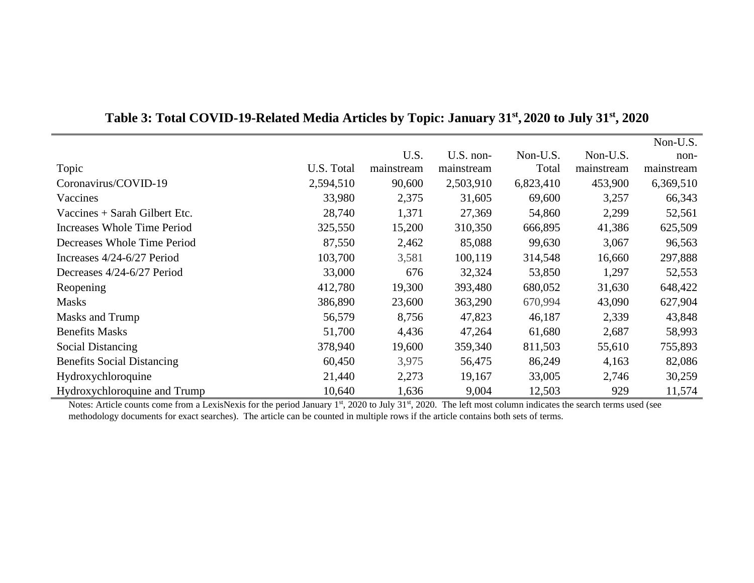**Table 3: Total COVID-19-Related Media Articles by Topic: January 31st, 2020 to July 31st, 2020**

| Topic | U.S. Total | U.S. mainstream | U.S. non-mainstream | Non-U.S. Total | Non-U.S. mainstream | Non-U.S. non-mainstream |
|---|---|---|---|---|---|---|
| Coronavirus/COVID-19 | 2,594,510 | 90,600 | 2,503,910 | 6,823,410 | 453,900 | 6,369,510 |
| Vaccines | 33,980 | 2,375 | 31,605 | 69,600 | 3,257 | 66,343 |
| Vaccines + Sarah Gilbert Etc. | 28,740 | 1,371 | 27,369 | 54,860 | 2,299 | 52,561 |
| Increases Whole Time Period | 325,550 | 15,200 | 310,350 | 666,895 | 41,386 | 625,509 |
| Decreases Whole Time Period | 87,550 | 2,462 | 85,088 | 99,630 | 3,067 | 96,563 |
| Increases 4/24-6/27 Period | 103,700 | 3,581 | 100,119 | 314,548 | 16,660 | 297,888 |
| Decreases 4/24-6/27 Period | 33,000 | 676 | 32,324 | 53,850 | 1,297 | 52,553 |
| Reopening | 412,780 | 19,300 | 393,480 | 680,052 | 31,630 | 648,422 |
| Masks | 386,890 | 23,600 | 363,290 | 670,994 | 43,090 | 627,904 |
| Masks and Trump | 56,579 | 8,756 | 47,823 | 46,187 | 2,339 | 43,848 |
| Benefits Masks | 51,700 | 4,436 | 47,264 | 61,680 | 2,687 | 58,993 |
| Social Distancing | 378,940 | 19,600 | 359,340 | 811,503 | 55,610 | 755,893 |
| Benefits Social Distancing | 60,450 | 3,975 | 56,475 | 86,249 | 4,163 | 82,086 |
| Hydroxychloroquine | 21,440 | 2,273 | 19,167 | 33,005 | 2,746 | 30,259 |
| Hydroxychloroquine and Trump | 10,640 | 1,636 | 9,004 | 12,503 | 929 | 11,574 |

Notes: Article counts come from a LexisNexis for the period January 1st, 2020 to July 31st, 2020. The left most column indicates the search terms used (see methodology documents for exact searches). The article can be counted in multiple rows if the article contains both sets of terms.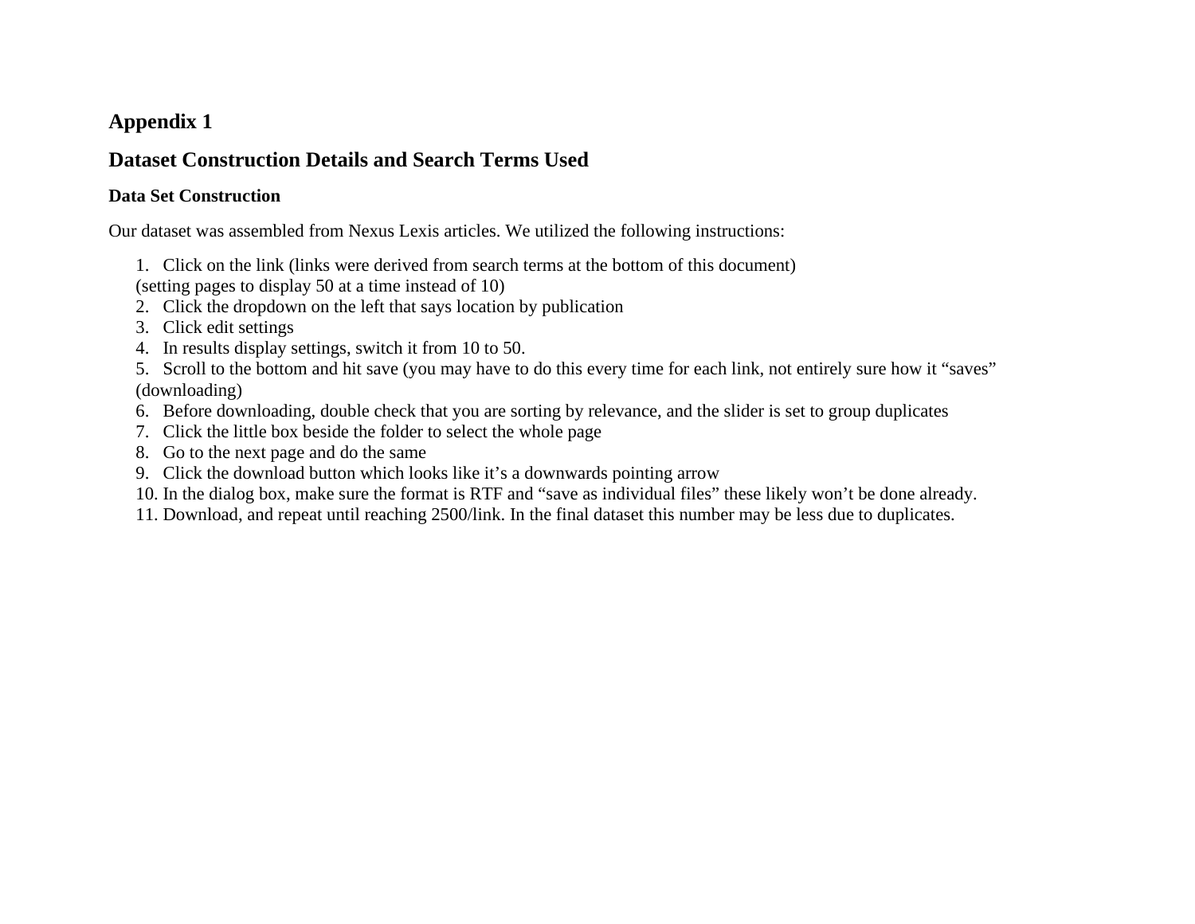# Appendix 1

# Dataset Construction Details and Search Terms Used

### Data Set Construction

Our dataset was assembled from Nexus Lexis articles. We utilized the following instructions:

1. Click on the link (links were derived from search terms at the bottom of this document) (setting pages to display 50 at a time instead of 10)
2. Click the dropdown on the left that says location by publication
3. Click edit settings
4. In results display settings, switch it from 10 to 50.
5. Scroll to the bottom and hit save (you may have to do this every time for each link, not entirely sure how it “saves” (downloading)
6. Before downloading, double check that you are sorting by relevance, and the slider is set to group duplicates
7. Click the little box beside the folder to select the whole page
8. Go to the next page and do the same
9. Click the download button which looks like it’s a downwards pointing arrow
10. In the dialog box, make sure the format is RTF and “save as individual files” these likely won’t be done already.
11. Download, and repeat until reaching 2500/link. In the final dataset this number may be less due to duplicates.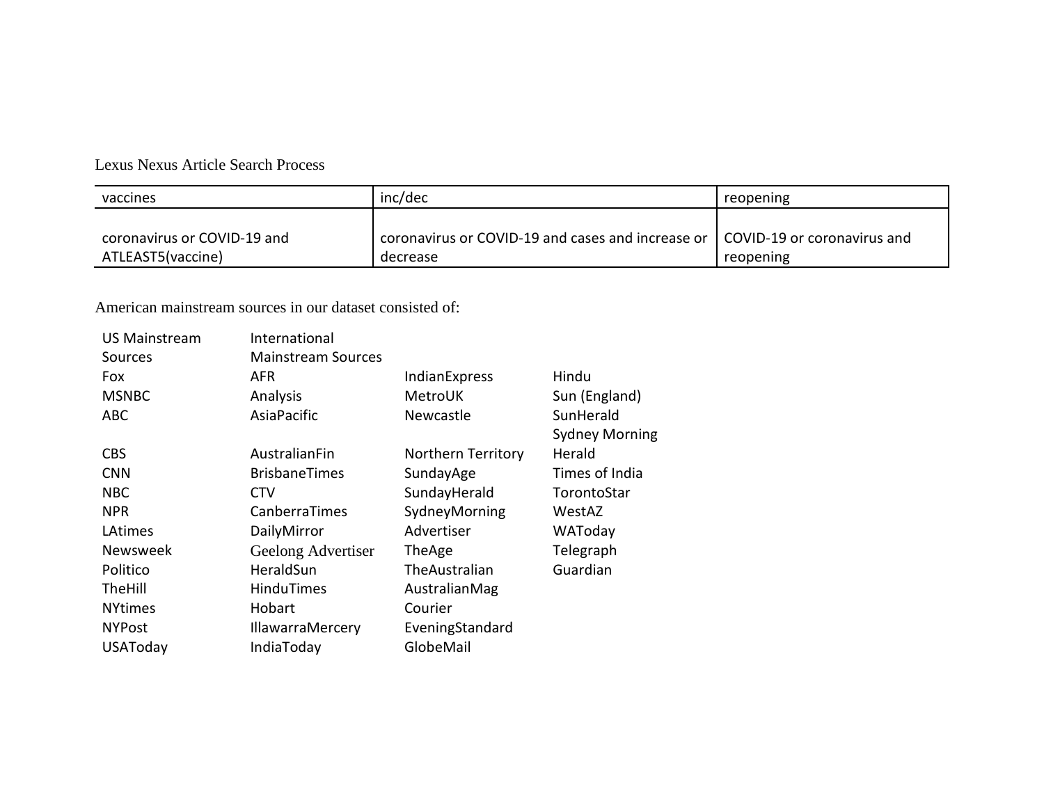Lexus Nexus Article Search Process

| vaccines | inc/dec | reopening |
|---|---|---|
| coronavirus or COVID-19 and ATLEAST5(vaccine) | coronavirus or COVID-19 and cases and increase or decrease | COVID-19 or coronavirus and reopening |

American mainstream sources in our dataset consisted of:

| US Mainstream Sources | International Mainstream Sources | | |
|---|---|---|---|
| Fox | AFR | IndianExpress | Hindu |
| MSNBC | Analysis | MetroUK | Sun (England) |
| ABC | AsiaPacific | Newcastle | SunHerald |
| CBS | AustralianFin | Northern Territory | Sydney Morning Herald |
| CNN | BrisbaneTimes | SundayAge | Times of India |
| NBC | CTV | SundayHerald | TorontoStar |
| NPR | CanberraTimes | SydneyMorning | WestAZ |
| LAtimes | DailyMirror | Advertiser | WAToday |
| Newsweek | Geelong Advertiser | TheAge | Telegraph |
| Politico | HeraldSun | TheAustralian | Guardian |
| TheHill | HinduTimes | AustralianMag | |
| NYtimes | Hobart | Courier | |
| NYPost | IllawarraMercery | EveningStandard | |
| USAToday | IndiaToday | GlobeMail | |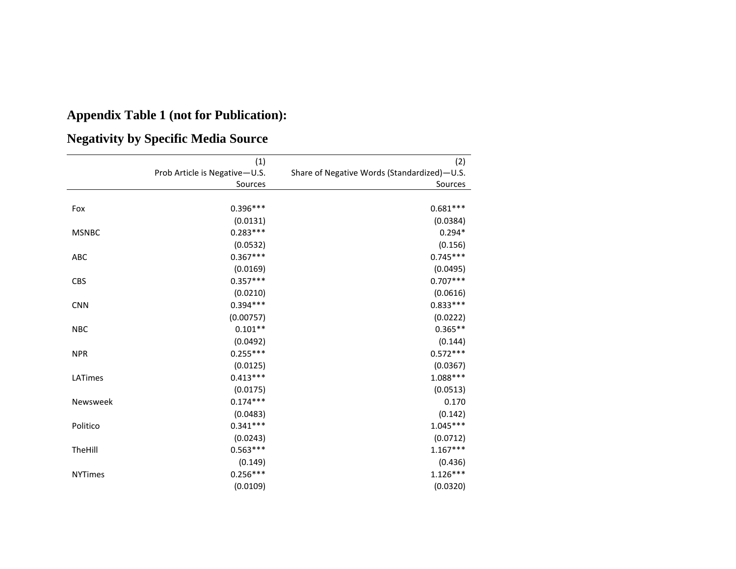## Appendix Table 1 (not for Publication):

## Negativity by Specific Media Source

| | (1)<br>Prob Article is Negative—U.S. Sources | (2)<br>Share of Negative Words (Standardized)—U.S. Sources |
|---|---|---|
| Fox | 0.396*** | 0.681*** |
| | (0.0131) | (0.0384) |
| MSNBC | 0.283*** | 0.294* |
| | (0.0532) | (0.156) |
| ABC | 0.367*** | 0.745*** |
| | (0.0169) | (0.0495) |
| CBS | 0.357*** | 0.707*** |
| | (0.0210) | (0.0616) |
| CNN | 0.394*** | 0.833*** |
| | (0.00757) | (0.0222) |
| NBC | 0.101** | 0.365** |
| | (0.0492) | (0.144) |
| NPR | 0.255*** | 0.572*** |
| | (0.0125) | (0.0367) |
| LATimes | 0.413*** | 1.088*** |
| | (0.0175) | (0.0513) |
| Newsweek | 0.174*** | 0.170 |
| | (0.0483) | (0.142) |
| Politico | 0.341*** | 1.045*** |
| | (0.0243) | (0.0712) |
| TheHill | 0.563*** | 1.167*** |
| | (0.149) | (0.436) |
| NYTimes | 0.256*** | 1.126*** |
| | (0.0109) | (0.0320) |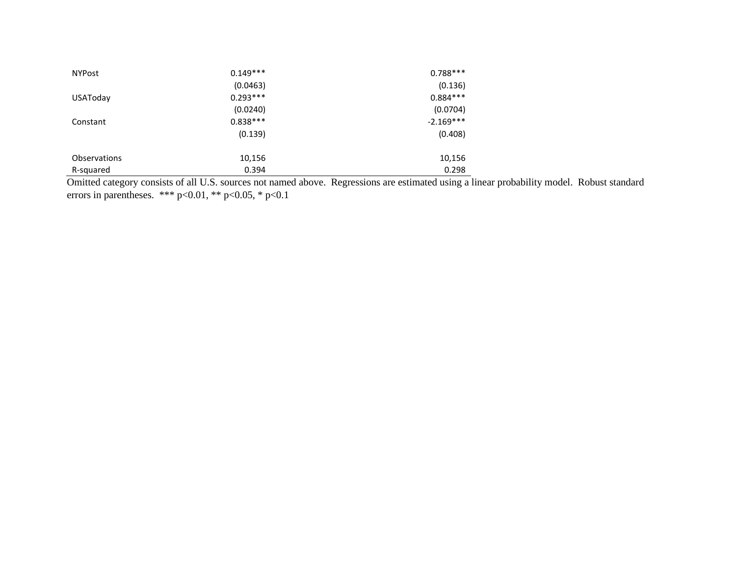| | | |
|---|---|---|
| NYPost | 0.149*** | 0.788*** |
| | (0.0463) | (0.136) |
| USAToday | 0.293*** | 0.884*** |
| | (0.0240) | (0.0704) |
| Constant | 0.838*** | -2.169*** |
| | (0.139) | (0.408) |
| | | |
| Observations | 10,156 | 10,156 |
| R-squared | 0.394 | 0.298 |

Omitted category consists of all U.S. sources not named above. Regressions are estimated using a linear probability model. Robust standard errors in parentheses. *** p<0.01, ** p<0.05, * p<0.1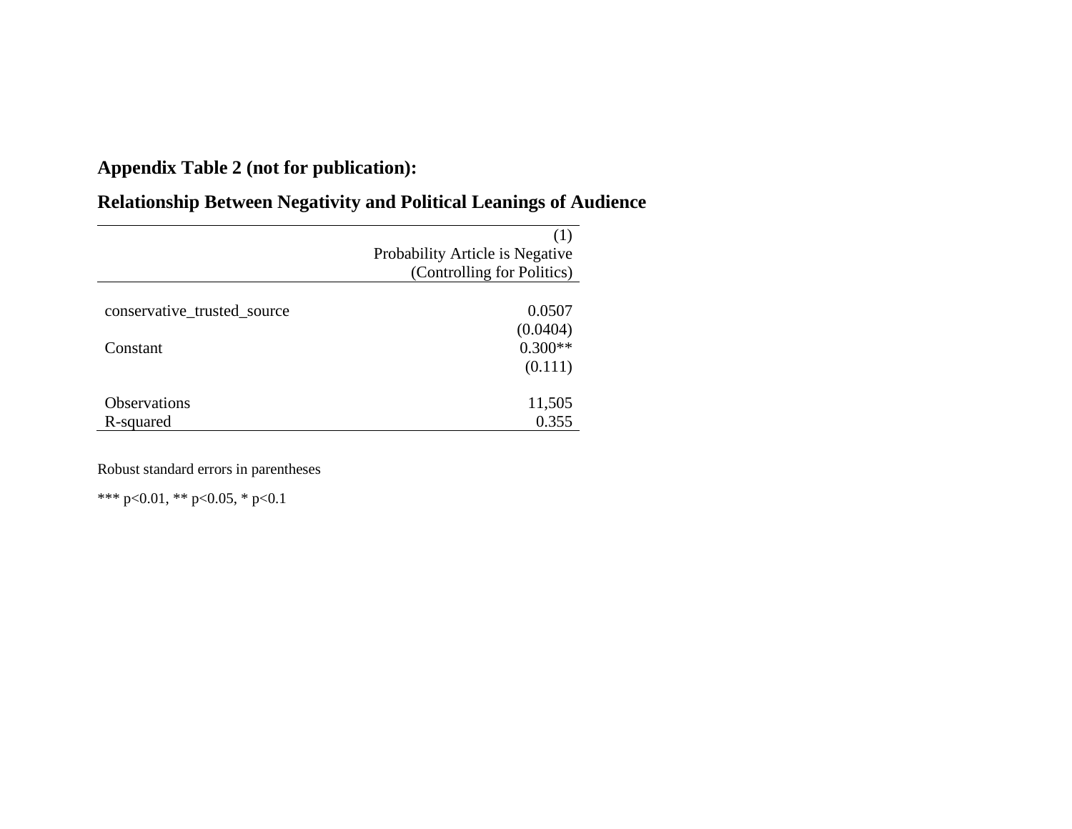**Appendix Table 2 (not for publication):**

**Relationship Between Negativity and Political Leanings of Audience**

| | (1) Probability Article is Negative (Controlling for Politics) |
|---|---|
| conservative_trusted_source | 0.0507 |
| | (0.0404) |
| Constant | 0.300** |
| | (0.111) |
| Observations | 11,505 |
| R-squared | 0.355 |

Robust standard errors in parentheses

*** p<0.01, ** p<0.05, * p<0.1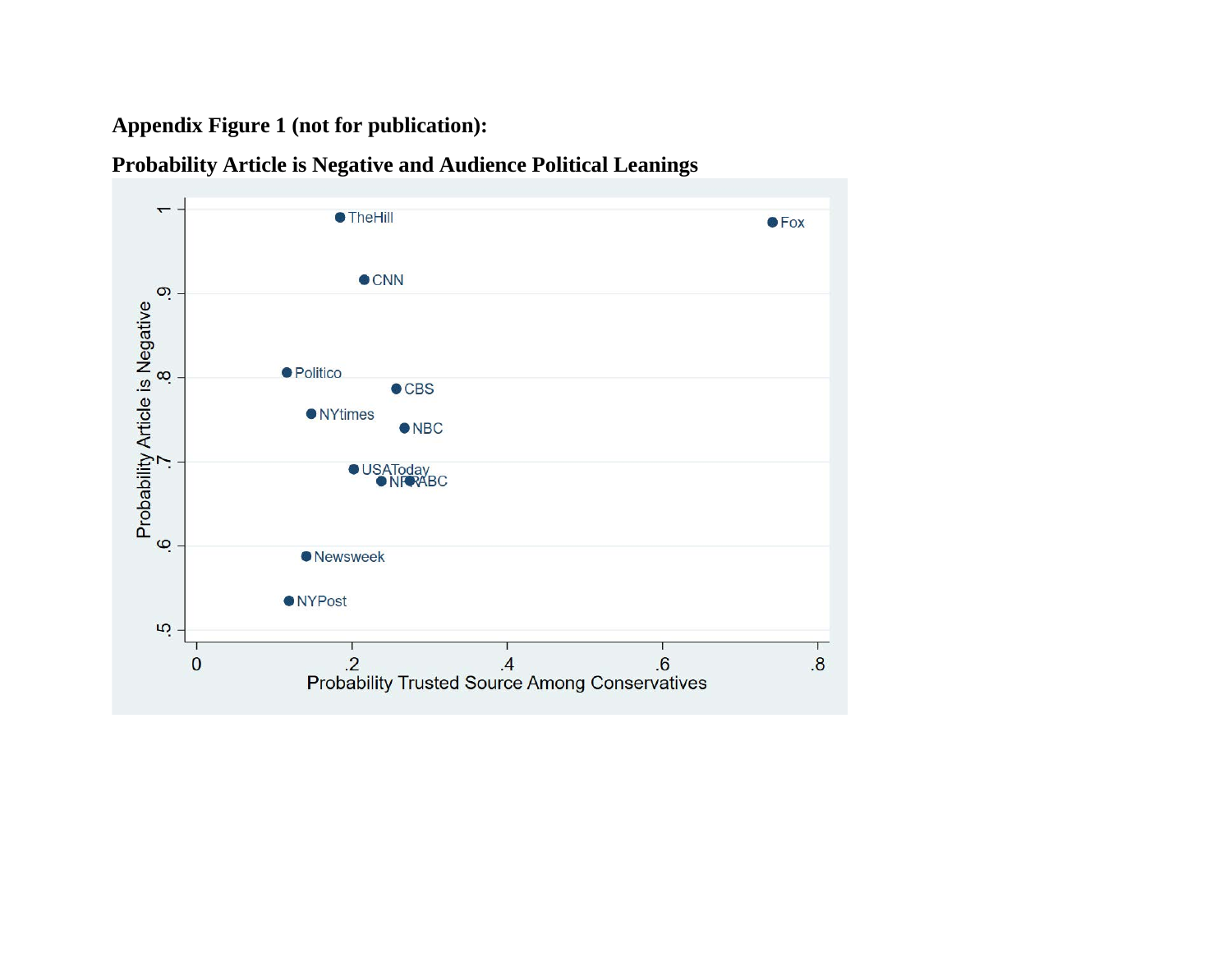**Appendix Figure 1 (not for publication):**

**Probability Article is Negative and Audience Political Leanings**

Probability Article is Negative

1

.9

.8

.7

.6

.5

0

.2

.4

.6

.8

Probability Trusted Source Among Conservatives

TheHill

Fox

CNN

Politico

CBS

NYtimes

NBC

USAToday

NPR

ABC

Newsweek

NYPost